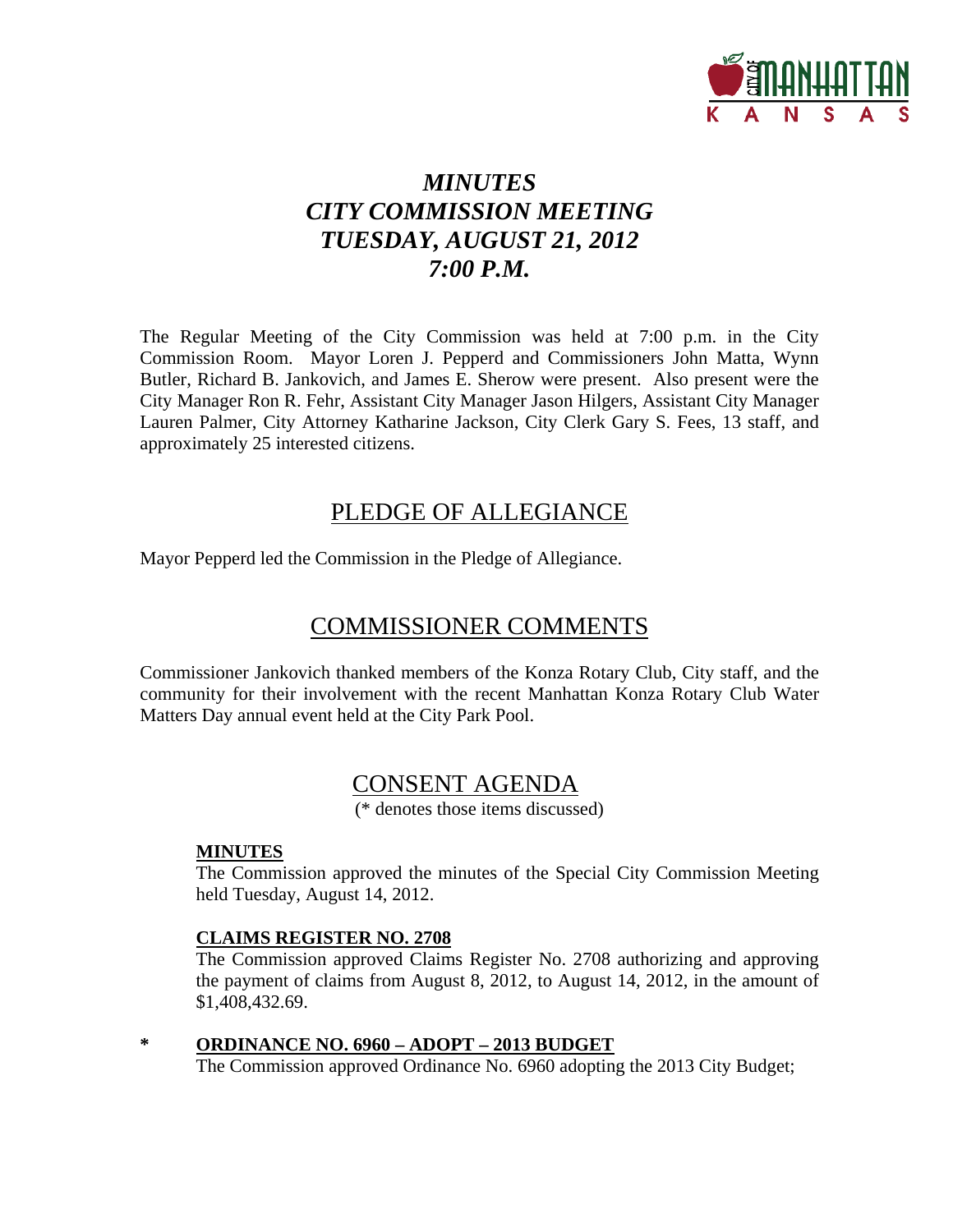# *MINUTES*
# *CITY COMMISSION MEETING*
# *TUESDAY, AUGUST 21, 2012*
# *7:00 P.M.*

The Regular Meeting of the City Commission was held at 7:00 p.m. in the City Commission Room. Mayor Loren J. Pepperd and Commissioners John Matta, Wynn Butler, Richard B. Jankovich, and James E. Sherow were present. Also present were the City Manager Ron R. Fehr, Assistant City Manager Jason Hilgers, Assistant City Manager Lauren Palmer, City Attorney Katharine Jackson, City Clerk Gary S. Fees, 13 staff, and approximately 25 interested citizens.

## PLEDGE OF ALLEGIANCE

Mayor Pepperd led the Commission in the Pledge of Allegiance.

## COMMISSIONER COMMENTS

Commissioner Jankovich thanked members of the Konza Rotary Club, City staff, and the community for their involvement with the recent Manhattan Konza Rotary Club Water Matters Day annual event held at the City Park Pool.

## CONSENT AGENDA

(* denotes those items discussed)

**MINUTES**

The Commission approved the minutes of the Special City Commission Meeting held Tuesday, August 14, 2012.

**CLAIMS REGISTER NO. 2708**

The Commission approved Claims Register No. 2708 authorizing and approving the payment of claims from August 8, 2012, to August 14, 2012, in the amount of $1,408,432.69.

\* **ORDINANCE NO. 6960 – ADOPT – 2013 BUDGET**

The Commission approved Ordinance No. 6960 adopting the 2013 City Budget;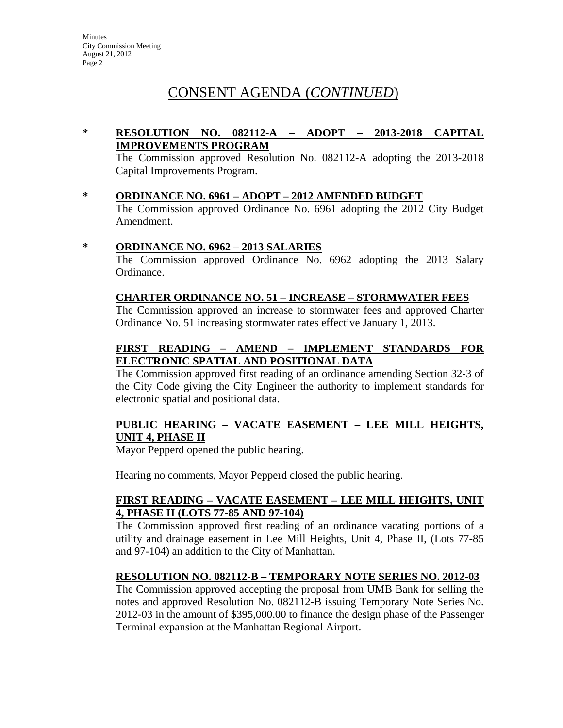# CONSENT AGENDA (*CONTINUED*)

\* **RESOLUTION NO. 082112-A – ADOPT – 2013-2018 CAPITAL IMPROVEMENTS PROGRAM**

The Commission approved Resolution No. 082112-A adopting the 2013-2018 Capital Improvements Program.

\* **ORDINANCE NO. 6961 – ADOPT – 2012 AMENDED BUDGET**

The Commission approved Ordinance No. 6961 adopting the 2012 City Budget Amendment.

\* **ORDINANCE NO. 6962 – 2013 SALARIES**

The Commission approved Ordinance No. 6962 adopting the 2013 Salary Ordinance.

**CHARTER ORDINANCE NO. 51 – INCREASE – STORMWATER FEES**

The Commission approved an increase to stormwater fees and approved Charter Ordinance No. 51 increasing stormwater rates effective January 1, 2013.

**FIRST READING – AMEND – IMPLEMENT STANDARDS FOR ELECTRONIC SPATIAL AND POSITIONAL DATA**

The Commission approved first reading of an ordinance amending Section 32-3 of the City Code giving the City Engineer the authority to implement standards for electronic spatial and positional data.

**PUBLIC HEARING – VACATE EASEMENT – LEE MILL HEIGHTS, UNIT 4, PHASE II**

Mayor Pepperd opened the public hearing.

Hearing no comments, Mayor Pepperd closed the public hearing.

**FIRST READING – VACATE EASEMENT – LEE MILL HEIGHTS, UNIT 4, PHASE II (LOTS 77-85 AND 97-104)**

The Commission approved first reading of an ordinance vacating portions of a utility and drainage easement in Lee Mill Heights, Unit 4, Phase II, (Lots 77-85 and 97-104) an addition to the City of Manhattan.

**RESOLUTION NO. 082112-B – TEMPORARY NOTE SERIES NO. 2012-03**

The Commission approved accepting the proposal from UMB Bank for selling the notes and approved Resolution No. 082112-B issuing Temporary Note Series No. 2012-03 in the amount of $395,000.00 to finance the design phase of the Passenger Terminal expansion at the Manhattan Regional Airport.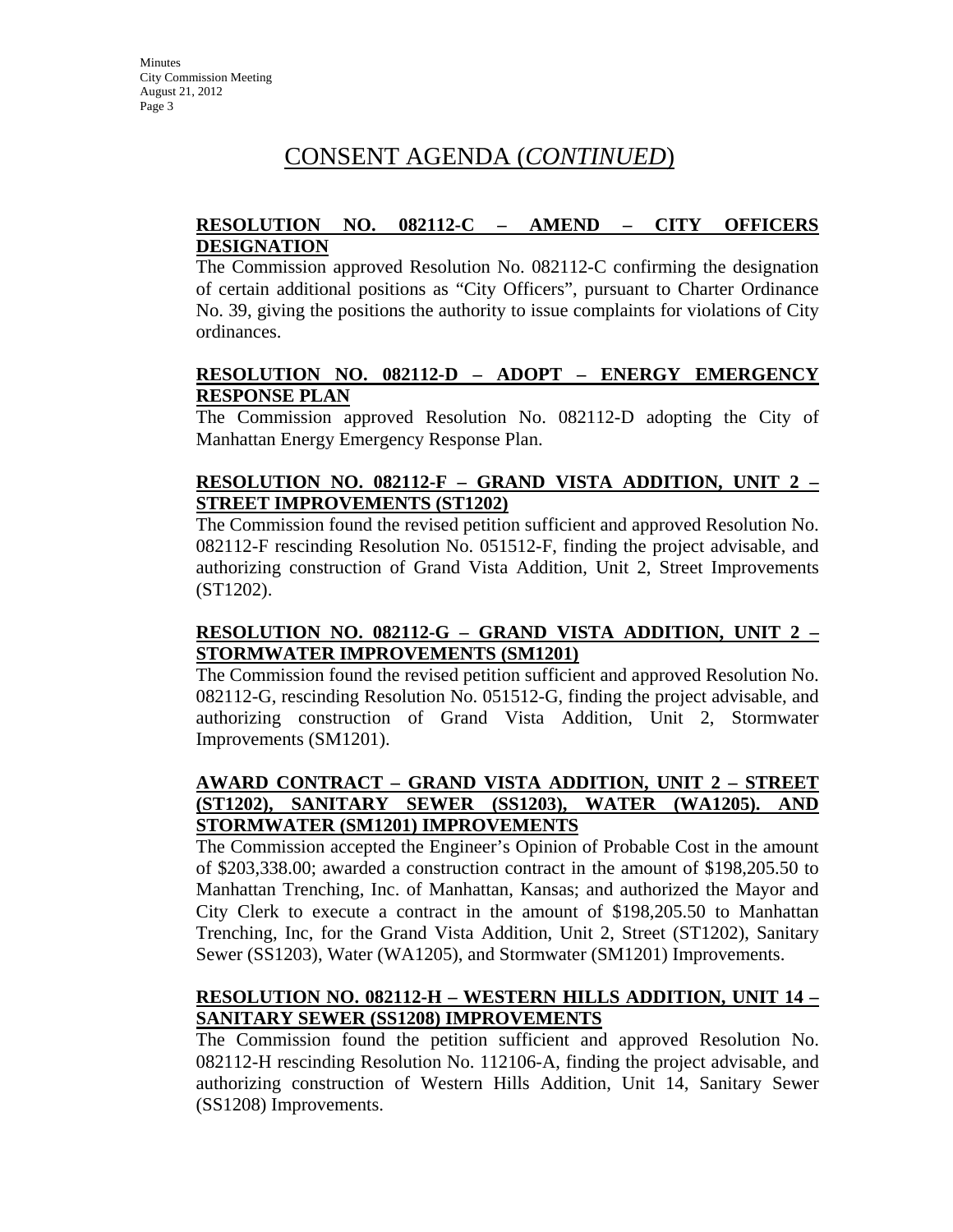# CONSENT AGENDA (*CONTINUED*)

**RESOLUTION NO. 082112-C – AMEND – CITY OFFICERS DESIGNATION**

The Commission approved Resolution No. 082112-C confirming the designation of certain additional positions as "City Officers", pursuant to Charter Ordinance No. 39, giving the positions the authority to issue complaints for violations of City ordinances.

**RESOLUTION NO. 082112-D – ADOPT – ENERGY EMERGENCY RESPONSE PLAN**

The Commission approved Resolution No. 082112-D adopting the City of Manhattan Energy Emergency Response Plan.

**RESOLUTION NO. 082112-F – GRAND VISTA ADDITION, UNIT 2 – STREET IMPROVEMENTS (ST1202)**

The Commission found the revised petition sufficient and approved Resolution No. 082112-F rescinding Resolution No. 051512-F, finding the project advisable, and authorizing construction of Grand Vista Addition, Unit 2, Street Improvements (ST1202).

**RESOLUTION NO. 082112-G – GRAND VISTA ADDITION, UNIT 2 – STORMWATER IMPROVEMENTS (SM1201)**

The Commission found the revised petition sufficient and approved Resolution No. 082112-G, rescinding Resolution No. 051512-G, finding the project advisable, and authorizing construction of Grand Vista Addition, Unit 2, Stormwater Improvements (SM1201).

**AWARD CONTRACT – GRAND VISTA ADDITION, UNIT 2 – STREET (ST1202), SANITARY SEWER (SS1203), WATER (WA1205). AND STORMWATER (SM1201) IMPROVEMENTS**

The Commission accepted the Engineer's Opinion of Probable Cost in the amount of $203,338.00; awarded a construction contract in the amount of $198,205.50 to Manhattan Trenching, Inc. of Manhattan, Kansas; and authorized the Mayor and City Clerk to execute a contract in the amount of $198,205.50 to Manhattan Trenching, Inc, for the Grand Vista Addition, Unit 2, Street (ST1202), Sanitary Sewer (SS1203), Water (WA1205), and Stormwater (SM1201) Improvements.

**RESOLUTION NO. 082112-H – WESTERN HILLS ADDITION, UNIT 14 – SANITARY SEWER (SS1208) IMPROVEMENTS**

The Commission found the petition sufficient and approved Resolution No. 082112-H rescinding Resolution No. 112106-A, finding the project advisable, and authorizing construction of Western Hills Addition, Unit 14, Sanitary Sewer (SS1208) Improvements.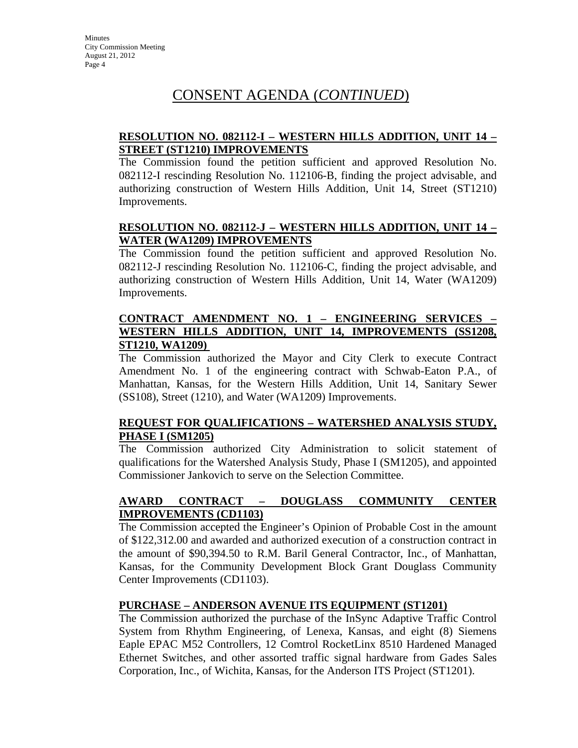# CONSENT AGENDA (*CONTINUED*)

**RESOLUTION NO. 082112-I – WESTERN HILLS ADDITION, UNIT 14 – STREET (ST1210) IMPROVEMENTS**

The Commission found the petition sufficient and approved Resolution No. 082112-I rescinding Resolution No. 112106-B, finding the project advisable, and authorizing construction of Western Hills Addition, Unit 14, Street (ST1210) Improvements.

**RESOLUTION NO. 082112-J – WESTERN HILLS ADDITION, UNIT 14 – WATER (WA1209) IMPROVEMENTS**

The Commission found the petition sufficient and approved Resolution No. 082112-J rescinding Resolution No. 112106-C, finding the project advisable, and authorizing construction of Western Hills Addition, Unit 14, Water (WA1209) Improvements.

**CONTRACT AMENDMENT NO. 1 – ENGINEERING SERVICES – WESTERN HILLS ADDITION, UNIT 14, IMPROVEMENTS (SS1208, ST1210, WA1209)**

The Commission authorized the Mayor and City Clerk to execute Contract Amendment No. 1 of the engineering contract with Schwab-Eaton P.A., of Manhattan, Kansas, for the Western Hills Addition, Unit 14, Sanitary Sewer (SS108), Street (1210), and Water (WA1209) Improvements.

**REQUEST FOR QUALIFICATIONS – WATERSHED ANALYSIS STUDY, PHASE I (SM1205)**

The Commission authorized City Administration to solicit statement of qualifications for the Watershed Analysis Study, Phase I (SM1205), and appointed Commissioner Jankovich to serve on the Selection Committee.

**AWARD CONTRACT – DOUGLASS COMMUNITY CENTER IMPROVEMENTS (CD1103)**

The Commission accepted the Engineer's Opinion of Probable Cost in the amount of $122,312.00 and awarded and authorized execution of a construction contract in the amount of $90,394.50 to R.M. Baril General Contractor, Inc., of Manhattan, Kansas, for the Community Development Block Grant Douglass Community Center Improvements (CD1103).

**PURCHASE – ANDERSON AVENUE ITS EQUIPMENT (ST1201)**

The Commission authorized the purchase of the InSync Adaptive Traffic Control System from Rhythm Engineering, of Lenexa, Kansas, and eight (8) Siemens Eaple EPAC M52 Controllers, 12 Comtrol RocketLinx 8510 Hardened Managed Ethernet Switches, and other assorted traffic signal hardware from Gades Sales Corporation, Inc., of Wichita, Kansas, for the Anderson ITS Project (ST1201).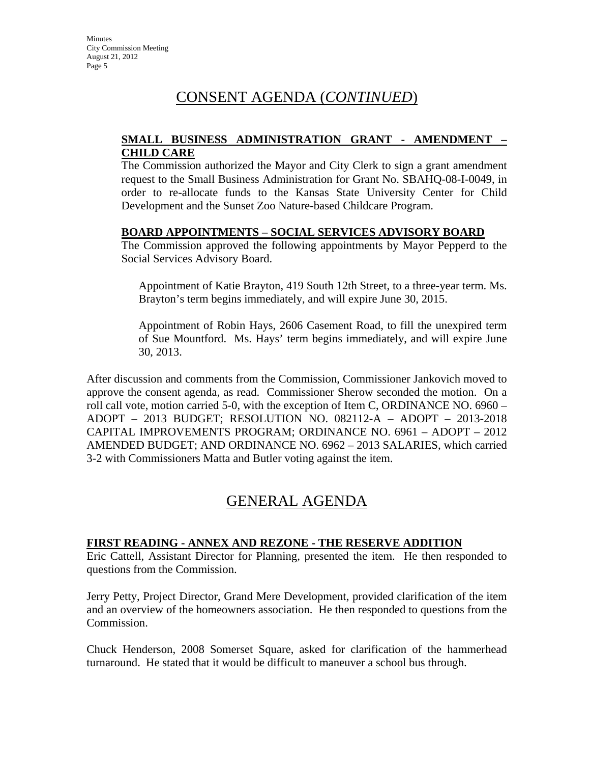# CONSENT AGENDA (*CONTINUED*)

**SMALL BUSINESS ADMINISTRATION GRANT - AMENDMENT – CHILD CARE**

The Commission authorized the Mayor and City Clerk to sign a grant amendment request to the Small Business Administration for Grant No. SBAHQ-08-I-0049, in order to re-allocate funds to the Kansas State University Center for Child Development and the Sunset Zoo Nature-based Childcare Program.

**BOARD APPOINTMENTS – SOCIAL SERVICES ADVISORY BOARD**

The Commission approved the following appointments by Mayor Pepperd to the Social Services Advisory Board.

> Appointment of Katie Brayton, 419 South 12th Street, to a three-year term. Ms. Brayton's term begins immediately, and will expire June 30, 2015.
>
> Appointment of Robin Hays, 2606 Casement Road, to fill the unexpired term of Sue Mountford. Ms. Hays' term begins immediately, and will expire June 30, 2013.

After discussion and comments from the Commission, Commissioner Jankovich moved to approve the consent agenda, as read. Commissioner Sherow seconded the motion. On a roll call vote, motion carried 5-0, with the exception of Item C, ORDINANCE NO. 6960 – ADOPT – 2013 BUDGET; RESOLUTION NO. 082112-A – ADOPT – 2013-2018 CAPITAL IMPROVEMENTS PROGRAM; ORDINANCE NO. 6961 – ADOPT – 2012 AMENDED BUDGET; AND ORDINANCE NO. 6962 – 2013 SALARIES, which carried 3-2 with Commissioners Matta and Butler voting against the item.

# GENERAL AGENDA

**FIRST READING - ANNEX AND REZONE - THE RESERVE ADDITION**

Eric Cattell, Assistant Director for Planning, presented the item. He then responded to questions from the Commission.

Jerry Petty, Project Director, Grand Mere Development, provided clarification of the item and an overview of the homeowners association. He then responded to questions from the Commission.

Chuck Henderson, 2008 Somerset Square, asked for clarification of the hammerhead turnaround. He stated that it would be difficult to maneuver a school bus through.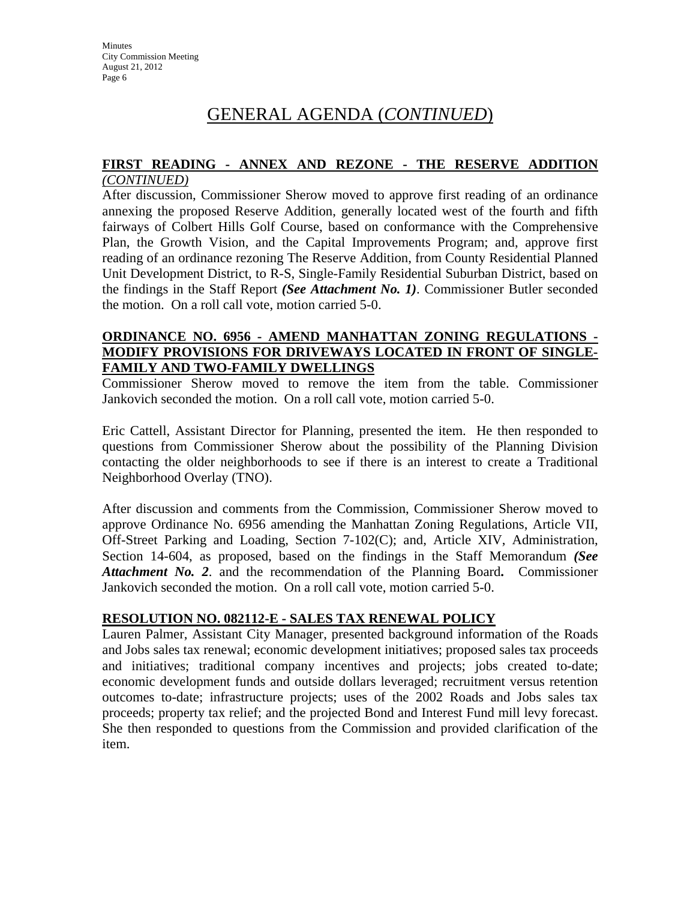# GENERAL AGENDA (*CONTINUED*)

## FIRST READING - ANNEX AND REZONE - THE RESERVE ADDITION *(CONTINUED)*

After discussion, Commissioner Sherow moved to approve first reading of an ordinance annexing the proposed Reserve Addition, generally located west of the fourth and fifth fairways of Colbert Hills Golf Course, based on conformance with the Comprehensive Plan, the Growth Vision, and the Capital Improvements Program; and, approve first reading of an ordinance rezoning The Reserve Addition, from County Residential Planned Unit Development District, to R-S, Single-Family Residential Suburban District, based on the findings in the Staff Report ***(See Attachment No. 1)***. Commissioner Butler seconded the motion. On a roll call vote, motion carried 5-0.

## ORDINANCE NO. 6956 - AMEND MANHATTAN ZONING REGULATIONS - MODIFY PROVISIONS FOR DRIVEWAYS LOCATED IN FRONT OF SINGLE-FAMILY AND TWO-FAMILY DWELLINGS

Commissioner Sherow moved to remove the item from the table. Commissioner Jankovich seconded the motion. On a roll call vote, motion carried 5-0.

Eric Cattell, Assistant Director for Planning, presented the item. He then responded to questions from Commissioner Sherow about the possibility of the Planning Division contacting the older neighborhoods to see if there is an interest to create a Traditional Neighborhood Overlay (TNO).

After discussion and comments from the Commission, Commissioner Sherow moved to approve Ordinance No. 6956 amending the Manhattan Zoning Regulations, Article VII, Off-Street Parking and Loading, Section 7-102(C); and, Article XIV, Administration, Section 14-604, as proposed, based on the findings in the Staff Memorandum ***(See Attachment No. 2***. and the recommendation of the Planning Board**.** Commissioner Jankovich seconded the motion. On a roll call vote, motion carried 5-0.

## RESOLUTION NO. 082112-E - SALES TAX RENEWAL POLICY

Lauren Palmer, Assistant City Manager, presented background information of the Roads and Jobs sales tax renewal; economic development initiatives; proposed sales tax proceeds and initiatives; traditional company incentives and projects; jobs created to-date; economic development funds and outside dollars leveraged; recruitment versus retention outcomes to-date; infrastructure projects; uses of the 2002 Roads and Jobs sales tax proceeds; property tax relief; and the projected Bond and Interest Fund mill levy forecast. She then responded to questions from the Commission and provided clarification of the item.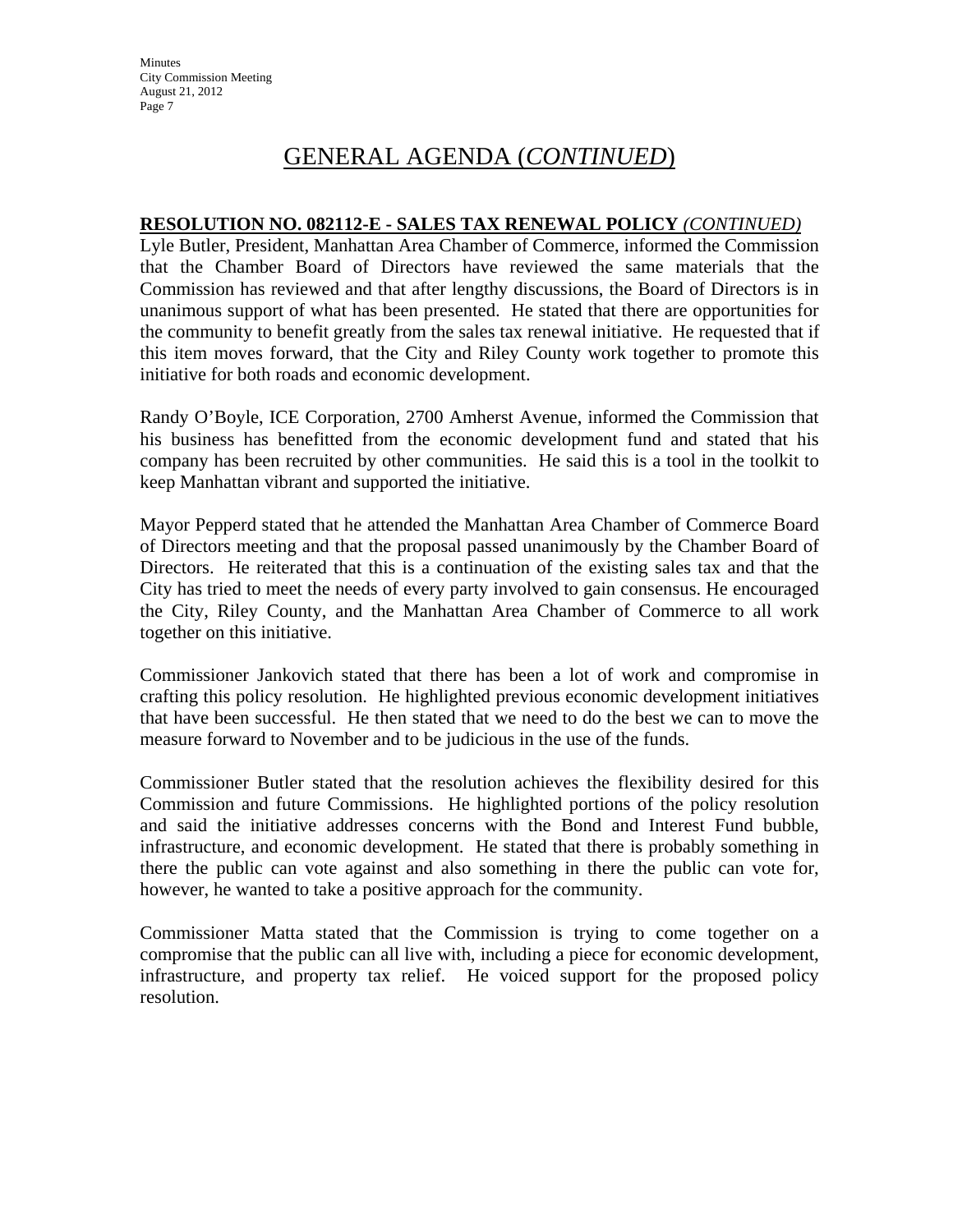# GENERAL AGENDA (*CONTINUED*)

**RESOLUTION NO. 082112-E - SALES TAX RENEWAL POLICY** *(CONTINUED)*

Lyle Butler, President, Manhattan Area Chamber of Commerce, informed the Commission that the Chamber Board of Directors have reviewed the same materials that the Commission has reviewed and that after lengthy discussions, the Board of Directors is in unanimous support of what has been presented. He stated that there are opportunities for the community to benefit greatly from the sales tax renewal initiative. He requested that if this item moves forward, that the City and Riley County work together to promote this initiative for both roads and economic development.

Randy O'Boyle, ICE Corporation, 2700 Amherst Avenue, informed the Commission that his business has benefitted from the economic development fund and stated that his company has been recruited by other communities. He said this is a tool in the toolkit to keep Manhattan vibrant and supported the initiative.

Mayor Pepperd stated that he attended the Manhattan Area Chamber of Commerce Board of Directors meeting and that the proposal passed unanimously by the Chamber Board of Directors. He reiterated that this is a continuation of the existing sales tax and that the City has tried to meet the needs of every party involved to gain consensus. He encouraged the City, Riley County, and the Manhattan Area Chamber of Commerce to all work together on this initiative.

Commissioner Jankovich stated that there has been a lot of work and compromise in crafting this policy resolution. He highlighted previous economic development initiatives that have been successful. He then stated that we need to do the best we can to move the measure forward to November and to be judicious in the use of the funds.

Commissioner Butler stated that the resolution achieves the flexibility desired for this Commission and future Commissions. He highlighted portions of the policy resolution and said the initiative addresses concerns with the Bond and Interest Fund bubble, infrastructure, and economic development. He stated that there is probably something in there the public can vote against and also something in there the public can vote for, however, he wanted to take a positive approach for the community.

Commissioner Matta stated that the Commission is trying to come together on a compromise that the public can all live with, including a piece for economic development, infrastructure, and property tax relief. He voiced support for the proposed policy resolution.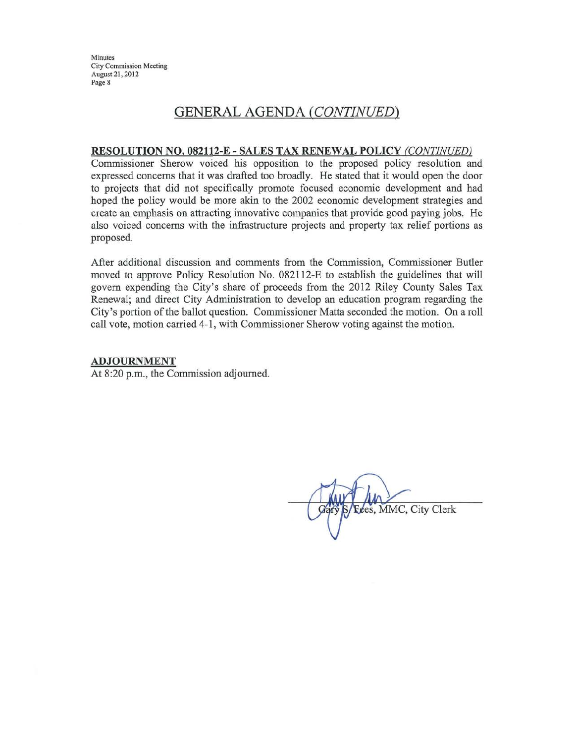## GENERAL AGENDA *(CONTINUED)*

**RESOLUTION NO. 082112-E - SALES TAX RENEWAL POLICY** ***(CONTINUED)***

Commissioner Sherow voiced his opposition to the proposed policy resolution and expressed concerns that it was drafted too broadly. He stated that it would open the door to projects that did not specifically promote focused economic development and had hoped the policy would be more akin to the 2002 economic development strategies and create an emphasis on attracting innovative companies that provide good paying jobs. He also voiced concerns with the infrastructure projects and property tax relief portions as proposed.

After additional discussion and comments from the Commission, Commissioner Butler moved to approve Policy Resolution No. 082112-E to establish the guidelines that will govern expending the City's share of proceeds from the 2012 Riley County Sales Tax Renewal; and direct City Administration to develop an education program regarding the City's portion of the ballot question. Commissioner Matta seconded the motion. On a roll call vote, motion carried 4-1, with Commissioner Sherow voting against the motion.

**ADJOURNMENT**

At 8:20 p.m., the Commission adjourned.

Gary S. Fees, MMC, City Clerk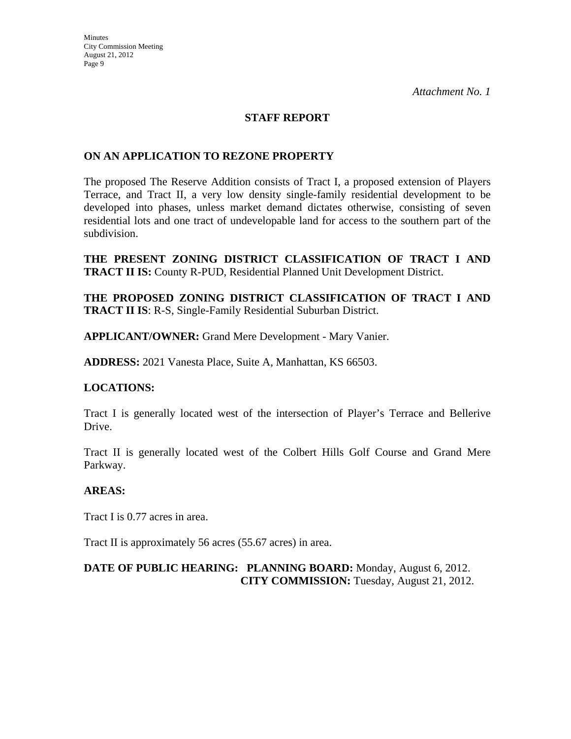*Attachment No. 1*

## STAFF REPORT

### ON AN APPLICATION TO REZONE PROPERTY

The proposed The Reserve Addition consists of Tract I, a proposed extension of Players Terrace, and Tract II, a very low density single-family residential development to be developed into phases, unless market demand dictates otherwise, consisting of seven residential lots and one tract of undevelopable land for access to the southern part of the subdivision.

**THE PRESENT ZONING DISTRICT CLASSIFICATION OF TRACT I AND TRACT II IS:** County R-PUD, Residential Planned Unit Development District.

**THE PROPOSED ZONING DISTRICT CLASSIFICATION OF TRACT I AND TRACT II IS**: R-S, Single-Family Residential Suburban District.

**APPLICANT/OWNER:** Grand Mere Development - Mary Vanier.

**ADDRESS:** 2021 Vanesta Place, Suite A, Manhattan, KS 66503.

**LOCATIONS:**

Tract I is generally located west of the intersection of Player's Terrace and Bellerive Drive.

Tract II is generally located west of the Colbert Hills Golf Course and Grand Mere Parkway.

**AREAS:**

Tract I is 0.77 acres in area.

Tract II is approximately 56 acres (55.67 acres) in area.

**DATE OF PUBLIC HEARING: PLANNING BOARD:** Monday, August 6, 2012.
**CITY COMMISSION:** Tuesday, August 21, 2012.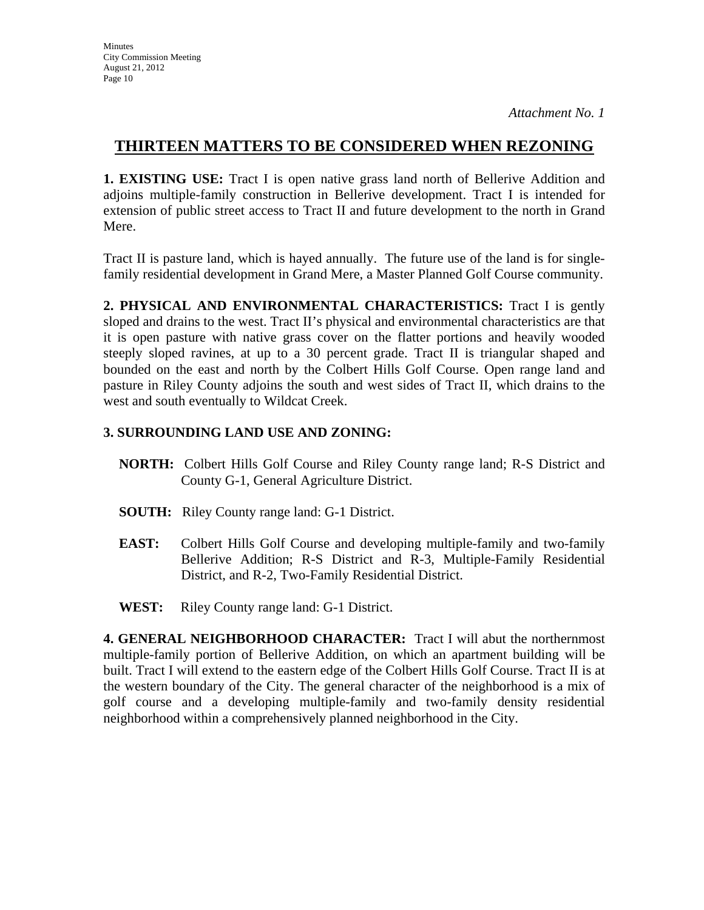*Attachment No. 1*

## THIRTEEN MATTERS TO BE CONSIDERED WHEN REZONING

**1. EXISTING USE:** Tract I is open native grass land north of Bellerive Addition and adjoins multiple-family construction in Bellerive development. Tract I is intended for extension of public street access to Tract II and future development to the north in Grand Mere.

Tract II is pasture land, which is hayed annually. The future use of the land is for single-family residential development in Grand Mere, a Master Planned Golf Course community.

**2. PHYSICAL AND ENVIRONMENTAL CHARACTERISTICS:** Tract I is gently sloped and drains to the west. Tract II's physical and environmental characteristics are that it is open pasture with native grass cover on the flatter portions and heavily wooded steeply sloped ravines, at up to a 30 percent grade. Tract II is triangular shaped and bounded on the east and north by the Colbert Hills Golf Course. Open range land and pasture in Riley County adjoins the south and west sides of Tract II, which drains to the west and south eventually to Wildcat Creek.

**3. SURROUNDING LAND USE AND ZONING:**

**NORTH:** Colbert Hills Golf Course and Riley County range land; R-S District and County G-1, General Agriculture District.

**SOUTH:** Riley County range land: G-1 District.

**EAST:** Colbert Hills Golf Course and developing multiple-family and two-family Bellerive Addition; R-S District and R-3, Multiple-Family Residential District, and R-2, Two-Family Residential District.

**WEST:** Riley County range land: G-1 District.

**4. GENERAL NEIGHBORHOOD CHARACTER:** Tract I will abut the northernmost multiple-family portion of Bellerive Addition, on which an apartment building will be built. Tract I will extend to the eastern edge of the Colbert Hills Golf Course. Tract II is at the western boundary of the City. The general character of the neighborhood is a mix of golf course and a developing multiple-family and two-family density residential neighborhood within a comprehensively planned neighborhood in the City.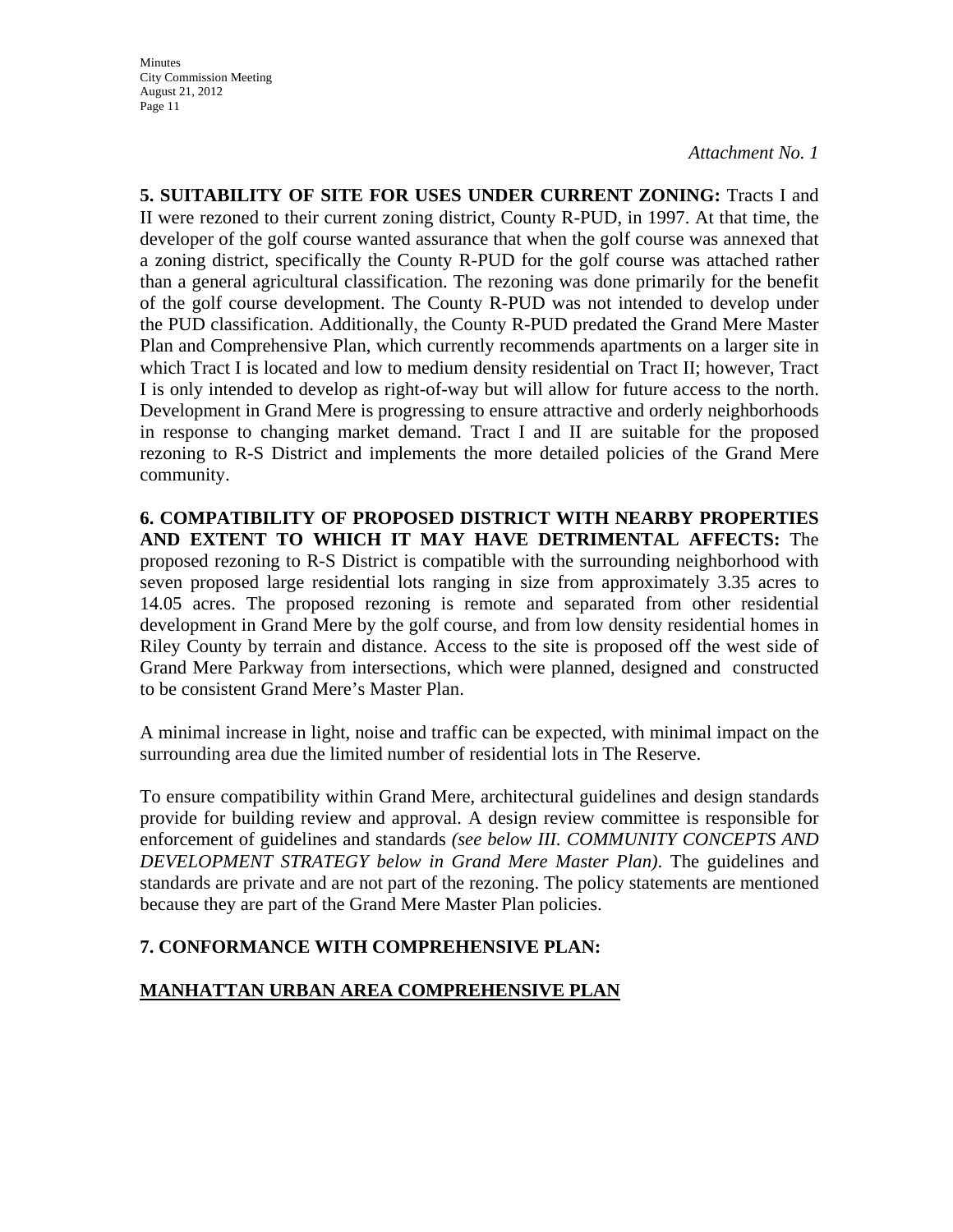*Attachment No. 1*

**5. SUITABILITY OF SITE FOR USES UNDER CURRENT ZONING:** Tracts I and II were rezoned to their current zoning district, County R-PUD, in 1997. At that time, the developer of the golf course wanted assurance that when the golf course was annexed that a zoning district, specifically the County R-PUD for the golf course was attached rather than a general agricultural classification. The rezoning was done primarily for the benefit of the golf course development. The County R-PUD was not intended to develop under the PUD classification. Additionally, the County R-PUD predated the Grand Mere Master Plan and Comprehensive Plan, which currently recommends apartments on a larger site in which Tract I is located and low to medium density residential on Tract II; however, Tract I is only intended to develop as right-of-way but will allow for future access to the north. Development in Grand Mere is progressing to ensure attractive and orderly neighborhoods in response to changing market demand. Tract I and II are suitable for the proposed rezoning to R-S District and implements the more detailed policies of the Grand Mere community.

**6. COMPATIBILITY OF PROPOSED DISTRICT WITH NEARBY PROPERTIES AND EXTENT TO WHICH IT MAY HAVE DETRIMENTAL AFFECTS:** The proposed rezoning to R-S District is compatible with the surrounding neighborhood with seven proposed large residential lots ranging in size from approximately 3.35 acres to 14.05 acres. The proposed rezoning is remote and separated from other residential development in Grand Mere by the golf course, and from low density residential homes in Riley County by terrain and distance. Access to the site is proposed off the west side of Grand Mere Parkway from intersections, which were planned, designed and constructed to be consistent Grand Mere's Master Plan.

A minimal increase in light, noise and traffic can be expected, with minimal impact on the surrounding area due the limited number of residential lots in The Reserve.

To ensure compatibility within Grand Mere, architectural guidelines and design standards provide for building review and approval. A design review committee is responsible for enforcement of guidelines and standards *(see below III. COMMUNITY CONCEPTS AND DEVELOPMENT STRATEGY below in Grand Mere Master Plan)*. The guidelines and standards are private and are not part of the rezoning. The policy statements are mentioned because they are part of the Grand Mere Master Plan policies.

**7. CONFORMANCE WITH COMPREHENSIVE PLAN:**

**MANHATTAN URBAN AREA COMPREHENSIVE PLAN**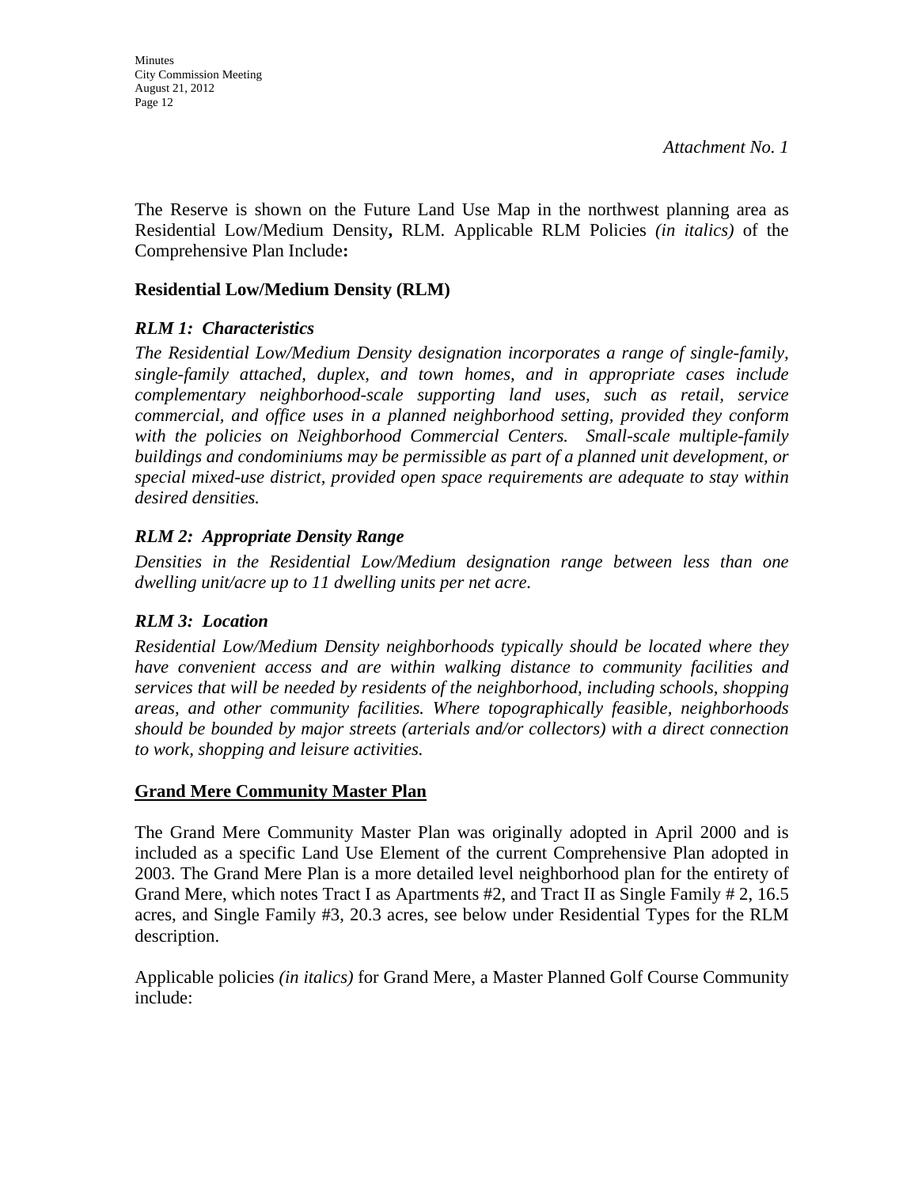*Attachment No. 1*

The Reserve is shown on the Future Land Use Map in the northwest planning area as Residential Low/Medium Density**,** RLM. Applicable RLM Policies *(in italics)* of the Comprehensive Plan Include**:**

**Residential Low/Medium Density (RLM)**

***RLM 1: Characteristics***

*The Residential Low/Medium Density designation incorporates a range of single-family, single-family attached, duplex, and town homes, and in appropriate cases include complementary neighborhood-scale supporting land uses, such as retail, service commercial, and office uses in a planned neighborhood setting, provided they conform with the policies on Neighborhood Commercial Centers. Small-scale multiple-family buildings and condominiums may be permissible as part of a planned unit development, or special mixed-use district, provided open space requirements are adequate to stay within desired densities.*

***RLM 2: Appropriate Density Range***

*Densities in the Residential Low/Medium designation range between less than one dwelling unit/acre up to 11 dwelling units per net acre.*

***RLM 3: Location***

*Residential Low/Medium Density neighborhoods typically should be located where they have convenient access and are within walking distance to community facilities and services that will be needed by residents of the neighborhood, including schools, shopping areas, and other community facilities. Where topographically feasible, neighborhoods should be bounded by major streets (arterials and/or collectors) with a direct connection to work, shopping and leisure activities.*

**Grand Mere Community Master Plan**

The Grand Mere Community Master Plan was originally adopted in April 2000 and is included as a specific Land Use Element of the current Comprehensive Plan adopted in 2003. The Grand Mere Plan is a more detailed level neighborhood plan for the entirety of Grand Mere, which notes Tract I as Apartments #2, and Tract II as Single Family # 2, 16.5 acres, and Single Family #3, 20.3 acres, see below under Residential Types for the RLM description.

Applicable policies *(in italics)* for Grand Mere, a Master Planned Golf Course Community include: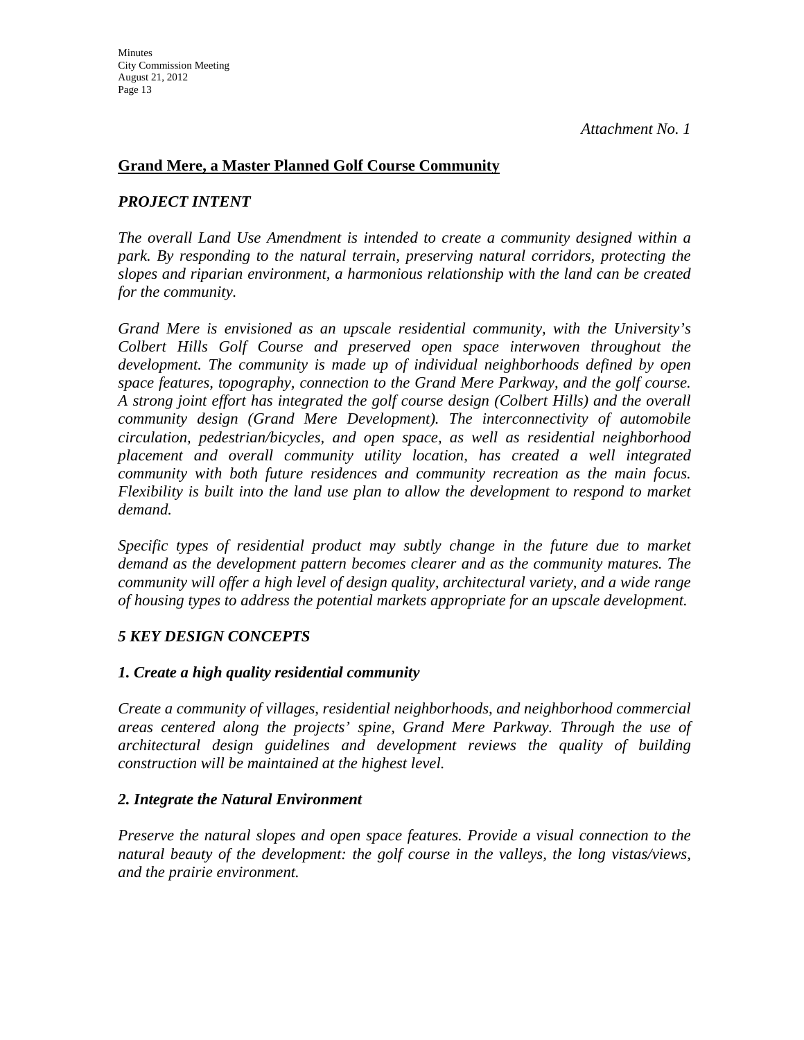*Attachment No. 1*

## Grand Mere, a Master Planned Golf Course Community

### *PROJECT INTENT*

*The overall Land Use Amendment is intended to create a community designed within a park. By responding to the natural terrain, preserving natural corridors, protecting the slopes and riparian environment, a harmonious relationship with the land can be created for the community.*

*Grand Mere is envisioned as an upscale residential community, with the University's Colbert Hills Golf Course and preserved open space interwoven throughout the development. The community is made up of individual neighborhoods defined by open space features, topography, connection to the Grand Mere Parkway, and the golf course. A strong joint effort has integrated the golf course design (Colbert Hills) and the overall community design (Grand Mere Development). The interconnectivity of automobile circulation, pedestrian/bicycles, and open space, as well as residential neighborhood placement and overall community utility location, has created a well integrated community with both future residences and community recreation as the main focus. Flexibility is built into the land use plan to allow the development to respond to market demand.*

*Specific types of residential product may subtly change in the future due to market demand as the development pattern becomes clearer and as the community matures. The community will offer a high level of design quality, architectural variety, and a wide range of housing types to address the potential markets appropriate for an upscale development.*

### *5 KEY DESIGN CONCEPTS*

#### *1. Create a high quality residential community*

*Create a community of villages, residential neighborhoods, and neighborhood commercial areas centered along the projects' spine, Grand Mere Parkway. Through the use of architectural design guidelines and development reviews the quality of building construction will be maintained at the highest level.*

#### *2. Integrate the Natural Environment*

*Preserve the natural slopes and open space features. Provide a visual connection to the natural beauty of the development: the golf course in the valleys, the long vistas/views, and the prairie environment.*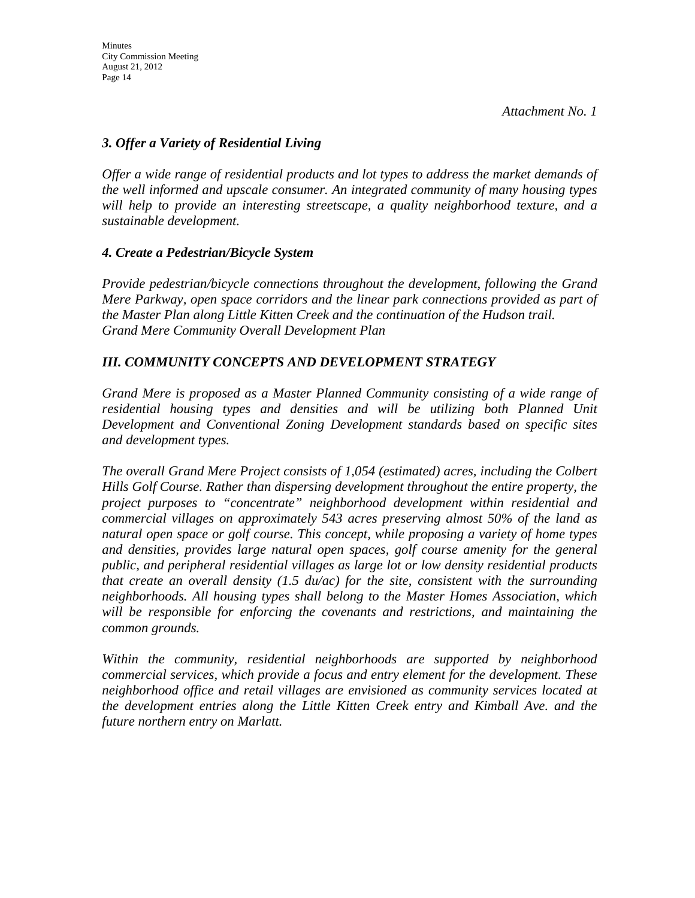*Attachment No. 1*

### *3. Offer a Variety of Residential Living*

*Offer a wide range of residential products and lot types to address the market demands of the well informed and upscale consumer. An integrated community of many housing types will help to provide an interesting streetscape, a quality neighborhood texture, and a sustainable development.*

### *4. Create a Pedestrian/Bicycle System*

*Provide pedestrian/bicycle connections throughout the development, following the Grand Mere Parkway, open space corridors and the linear park connections provided as part of the Master Plan along Little Kitten Creek and the continuation of the Hudson trail.*
*Grand Mere Community Overall Development Plan*

## *III. COMMUNITY CONCEPTS AND DEVELOPMENT STRATEGY*

*Grand Mere is proposed as a Master Planned Community consisting of a wide range of residential housing types and densities and will be utilizing both Planned Unit Development and Conventional Zoning Development standards based on specific sites and development types.*

*The overall Grand Mere Project consists of 1,054 (estimated) acres, including the Colbert Hills Golf Course. Rather than dispersing development throughout the entire property, the project purposes to "concentrate" neighborhood development within residential and commercial villages on approximately 543 acres preserving almost 50% of the land as natural open space or golf course. This concept, while proposing a variety of home types and densities, provides large natural open spaces, golf course amenity for the general public, and peripheral residential villages as large lot or low density residential products that create an overall density (1.5 du/ac) for the site, consistent with the surrounding neighborhoods. All housing types shall belong to the Master Homes Association, which will be responsible for enforcing the covenants and restrictions, and maintaining the common grounds.*

*Within the community, residential neighborhoods are supported by neighborhood commercial services, which provide a focus and entry element for the development. These neighborhood office and retail villages are envisioned as community services located at the development entries along the Little Kitten Creek entry and Kimball Ave. and the future northern entry on Marlatt.*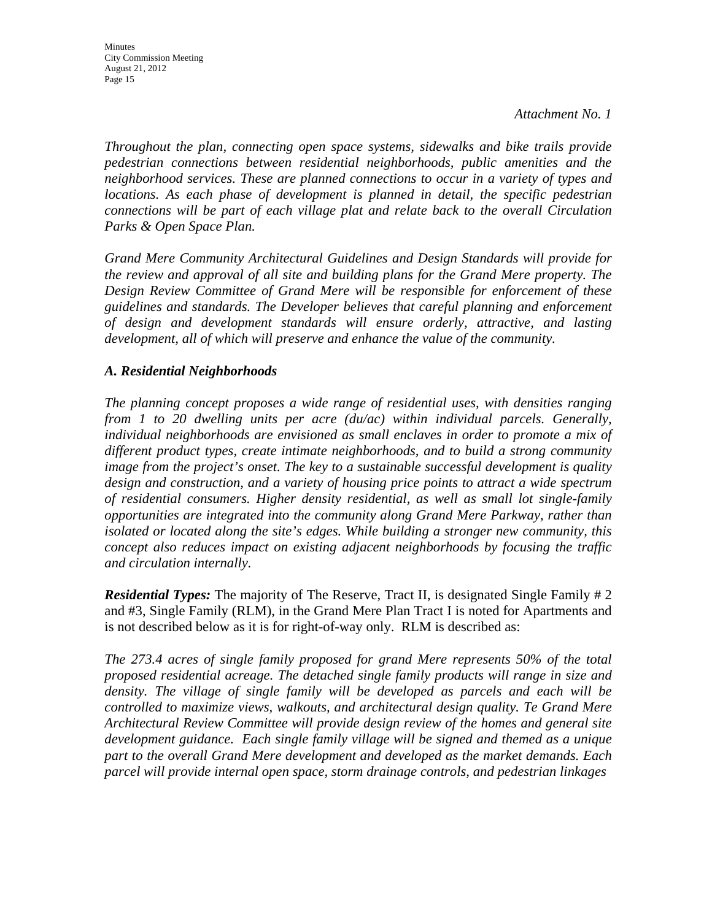*Attachment No. 1*

*Throughout the plan, connecting open space systems, sidewalks and bike trails provide pedestrian connections between residential neighborhoods, public amenities and the neighborhood services. These are planned connections to occur in a variety of types and locations. As each phase of development is planned in detail, the specific pedestrian connections will be part of each village plat and relate back to the overall Circulation Parks & Open Space Plan.*

*Grand Mere Community Architectural Guidelines and Design Standards will provide for the review and approval of all site and building plans for the Grand Mere property. The Design Review Committee of Grand Mere will be responsible for enforcement of these guidelines and standards. The Developer believes that careful planning and enforcement of design and development standards will ensure orderly, attractive, and lasting development, all of which will preserve and enhance the value of the community.*

### *A. Residential Neighborhoods*

*The planning concept proposes a wide range of residential uses, with densities ranging from 1 to 20 dwelling units per acre (du/ac) within individual parcels. Generally, individual neighborhoods are envisioned as small enclaves in order to promote a mix of different product types, create intimate neighborhoods, and to build a strong community image from the project's onset. The key to a sustainable successful development is quality design and construction, and a variety of housing price points to attract a wide spectrum of residential consumers. Higher density residential, as well as small lot single-family opportunities are integrated into the community along Grand Mere Parkway, rather than isolated or located along the site's edges. While building a stronger new community, this concept also reduces impact on existing adjacent neighborhoods by focusing the traffic and circulation internally.*

***Residential Types:*** The majority of The Reserve, Tract II, is designated Single Family # 2 and #3, Single Family (RLM), in the Grand Mere Plan Tract I is noted for Apartments and is not described below as it is for right-of-way only. RLM is described as:

*The 273.4 acres of single family proposed for grand Mere represents 50% of the total proposed residential acreage. The detached single family products will range in size and density. The village of single family will be developed as parcels and each will be controlled to maximize views, walkouts, and architectural design quality. Te Grand Mere Architectural Review Committee will provide design review of the homes and general site development guidance. Each single family village will be signed and themed as a unique part to the overall Grand Mere development and developed as the market demands. Each parcel will provide internal open space, storm drainage controls, and pedestrian linkages*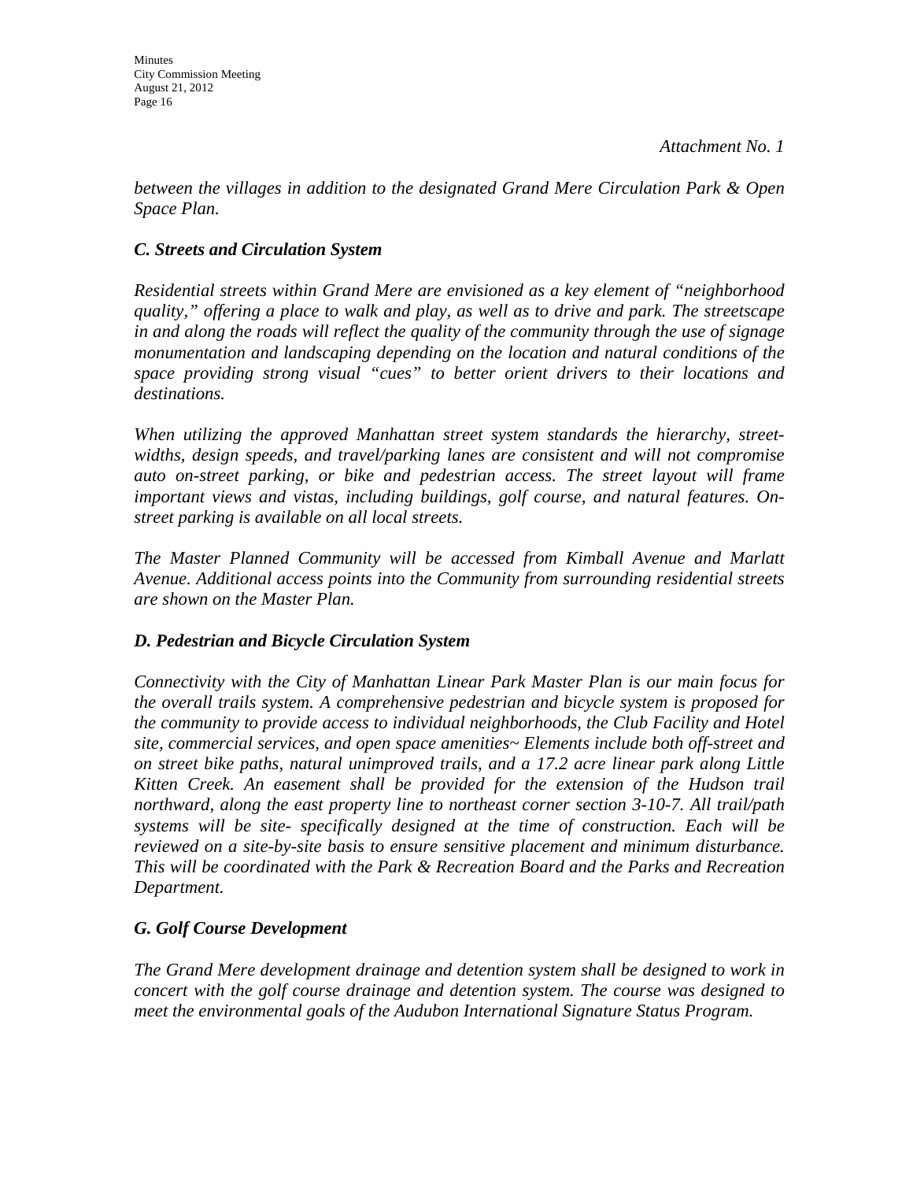*Attachment No. 1*

*between the villages in addition to the designated Grand Mere Circulation Park & Open Space Plan.*

### *C. Streets and Circulation System*

*Residential streets within Grand Mere are envisioned as a key element of "neighborhood quality," offering a place to walk and play, as well as to drive and park. The streetscape in and along the roads will reflect the quality of the community through the use of signage monumentation and landscaping depending on the location and natural conditions of the space providing strong visual "cues" to better orient drivers to their locations and destinations.*

*When utilizing the approved Manhattan street system standards the hierarchy, street-widths, design speeds, and travel/parking lanes are consistent and will not compromise auto on-street parking, or bike and pedestrian access. The street layout will frame important views and vistas, including buildings, golf course, and natural features. On-street parking is available on all local streets.*

*The Master Planned Community will be accessed from Kimball Avenue and Marlatt Avenue. Additional access points into the Community from surrounding residential streets are shown on the Master Plan.*

### *D. Pedestrian and Bicycle Circulation System*

*Connectivity with the City of Manhattan Linear Park Master Plan is our main focus for the overall trails system. A comprehensive pedestrian and bicycle system is proposed for the community to provide access to individual neighborhoods, the Club Facility and Hotel site, commercial services, and open space amenities~ Elements include both off-street and on street bike paths, natural unimproved trails, and a 17.2 acre linear park along Little Kitten Creek. An easement shall be provided for the extension of the Hudson trail northward, along the east property line to northeast corner section 3-10-7. All trail/path systems will be site- specifically designed at the time of construction. Each will be reviewed on a site-by-site basis to ensure sensitive placement and minimum disturbance. This will be coordinated with the Park & Recreation Board and the Parks and Recreation Department.*

### *G. Golf Course Development*

*The Grand Mere development drainage and detention system shall be designed to work in concert with the golf course drainage and detention system. The course was designed to meet the environmental goals of the Audubon International Signature Status Program.*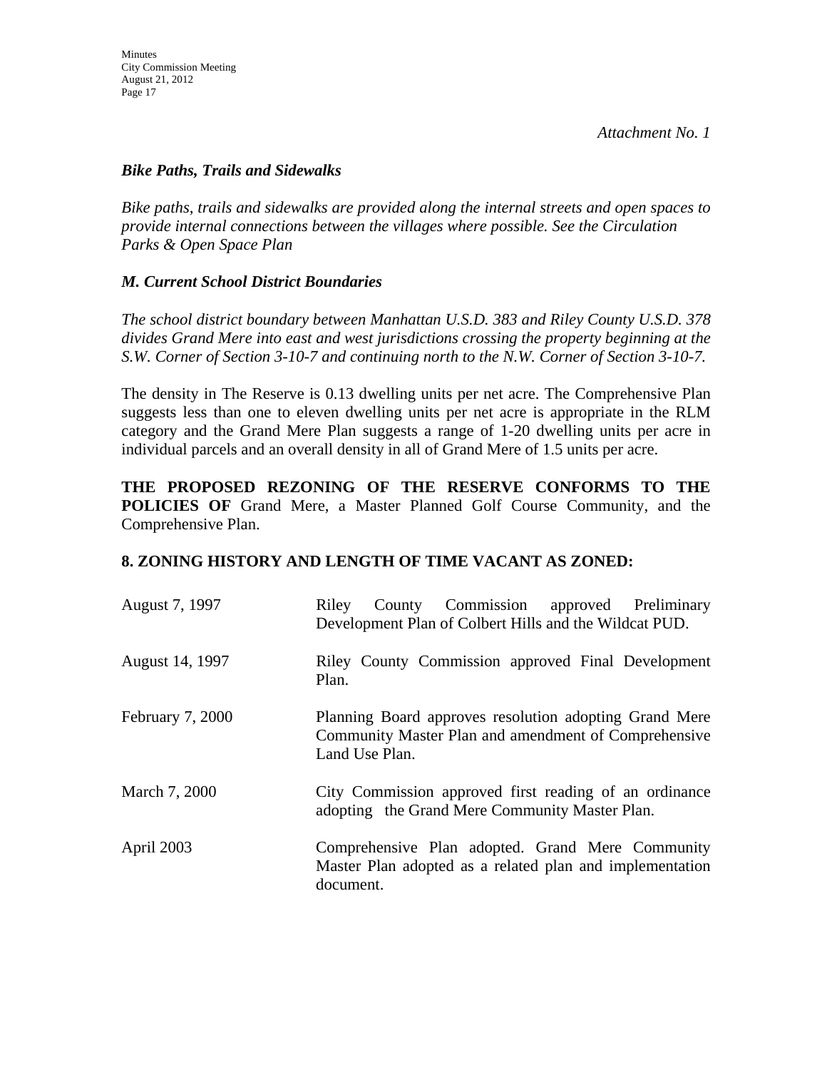*Attachment No. 1*

***Bike Paths, Trails and Sidewalks***

*Bike paths, trails and sidewalks are provided along the internal streets and open spaces to provide internal connections between the villages where possible. See the Circulation Parks & Open Space Plan*

***M. Current School District Boundaries***

*The school district boundary between Manhattan U.S.D. 383 and Riley County U.S.D. 378 divides Grand Mere into east and west jurisdictions crossing the property beginning at the S.W. Corner of Section 3-10-7 and continuing north to the N.W. Corner of Section 3-10-7.*

The density in The Reserve is 0.13 dwelling units per net acre. The Comprehensive Plan suggests less than one to eleven dwelling units per net acre is appropriate in the RLM category and the Grand Mere Plan suggests a range of 1-20 dwelling units per acre in individual parcels and an overall density in all of Grand Mere of 1.5 units per acre.

**THE PROPOSED REZONING OF THE RESERVE CONFORMS TO THE POLICIES OF** Grand Mere, a Master Planned Golf Course Community, and the Comprehensive Plan.

**8. ZONING HISTORY AND LENGTH OF TIME VACANT AS ZONED:**

| | |
|---|---|
| August 7, 1997 | Riley County Commission approved Preliminary Development Plan of Colbert Hills and the Wildcat PUD. |
| August 14, 1997 | Riley County Commission approved Final Development Plan. |
| February 7, 2000 | Planning Board approves resolution adopting Grand Mere Community Master Plan and amendment of Comprehensive Land Use Plan. |
| March 7, 2000 | City Commission approved first reading of an ordinance adopting the Grand Mere Community Master Plan. |
| April 2003 | Comprehensive Plan adopted. Grand Mere Community Master Plan adopted as a related plan and implementation document. |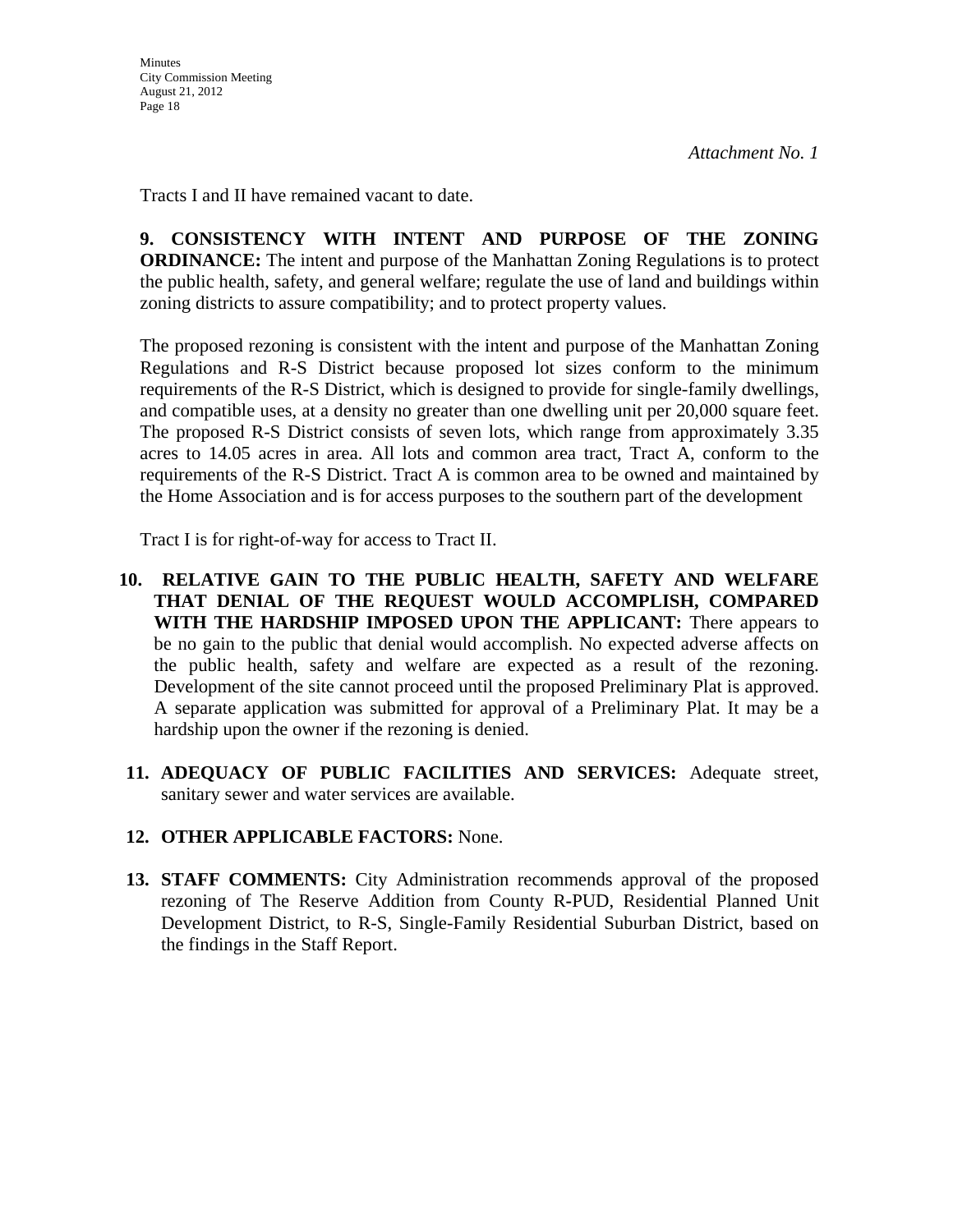*Attachment No. 1*

Tracts I and II have remained vacant to date.

**9. CONSISTENCY WITH INTENT AND PURPOSE OF THE ZONING ORDINANCE:** The intent and purpose of the Manhattan Zoning Regulations is to protect the public health, safety, and general welfare; regulate the use of land and buildings within zoning districts to assure compatibility; and to protect property values.

The proposed rezoning is consistent with the intent and purpose of the Manhattan Zoning Regulations and R-S District because proposed lot sizes conform to the minimum requirements of the R-S District, which is designed to provide for single-family dwellings, and compatible uses, at a density no greater than one dwelling unit per 20,000 square feet. The proposed R-S District consists of seven lots, which range from approximately 3.35 acres to 14.05 acres in area. All lots and common area tract, Tract A, conform to the requirements of the R-S District. Tract A is common area to be owned and maintained by the Home Association and is for access purposes to the southern part of the development

Tract I is for right-of-way for access to Tract II.

10. **RELATIVE GAIN TO THE PUBLIC HEALTH, SAFETY AND WELFARE THAT DENIAL OF THE REQUEST WOULD ACCOMPLISH, COMPARED WITH THE HARDSHIP IMPOSED UPON THE APPLICANT:** There appears to be no gain to the public that denial would accomplish. No expected adverse affects on the public health, safety and welfare are expected as a result of the rezoning. Development of the site cannot proceed until the proposed Preliminary Plat is approved. A separate application was submitted for approval of a Preliminary Plat. It may be a hardship upon the owner if the rezoning is denied.

11. **ADEQUACY OF PUBLIC FACILITIES AND SERVICES:** Adequate street, sanitary sewer and water services are available.

12. **OTHER APPLICABLE FACTORS:** None.

13. **STAFF COMMENTS:** City Administration recommends approval of the proposed rezoning of The Reserve Addition from County R-PUD, Residential Planned Unit Development District, to R-S, Single-Family Residential Suburban District, based on the findings in the Staff Report.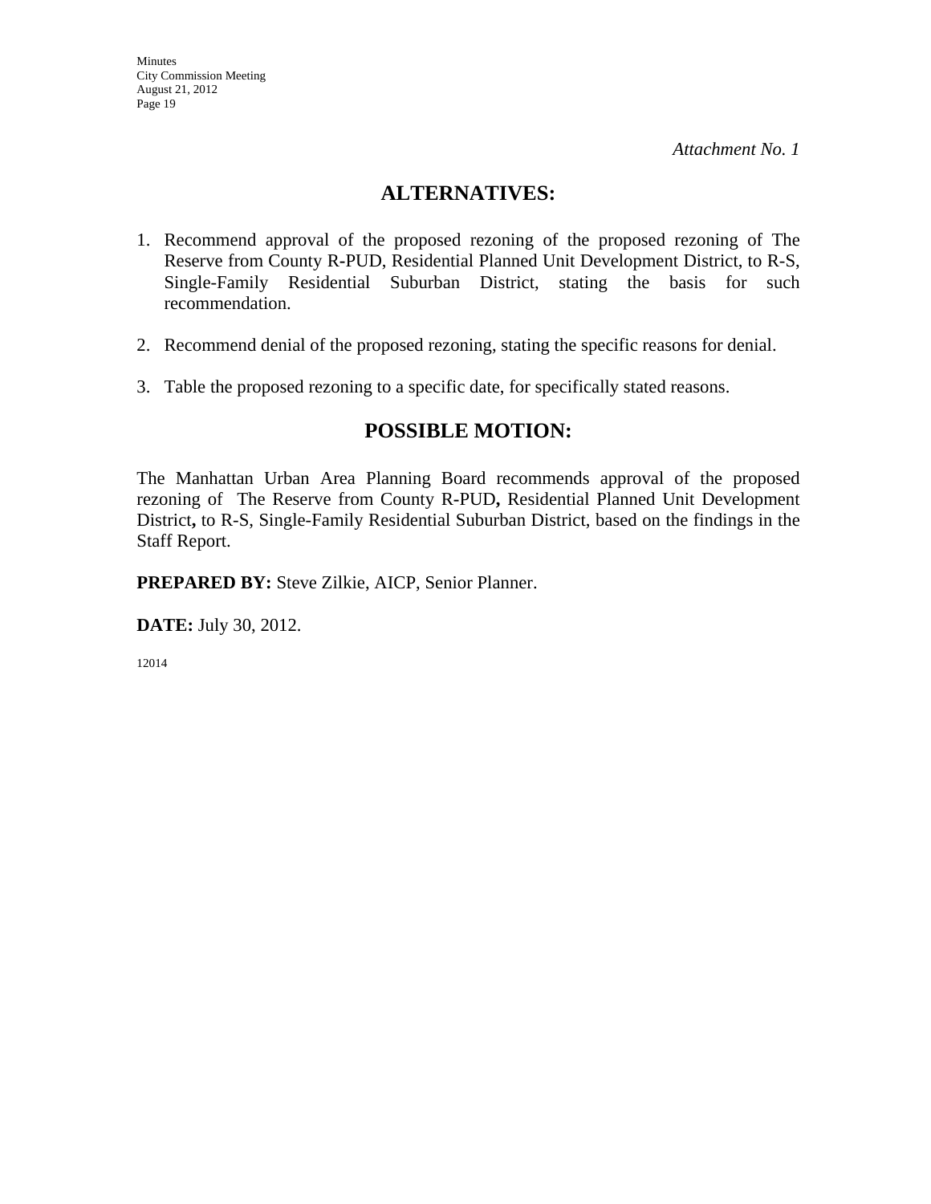*Attachment No. 1*

## ALTERNATIVES:

1. Recommend approval of the proposed rezoning of the proposed rezoning of The Reserve from County R-PUD, Residential Planned Unit Development District, to R-S, Single-Family Residential Suburban District, stating the basis for such recommendation.

2. Recommend denial of the proposed rezoning, stating the specific reasons for denial.

3. Table the proposed rezoning to a specific date, for specifically stated reasons.

## POSSIBLE MOTION:

The Manhattan Urban Area Planning Board recommends approval of the proposed rezoning of The Reserve from County R-PUD**,** Residential Planned Unit Development District**,** to R-S, Single-Family Residential Suburban District, based on the findings in the Staff Report.

**PREPARED BY:** Steve Zilkie, AICP, Senior Planner.

**DATE:** July 30, 2012.

12014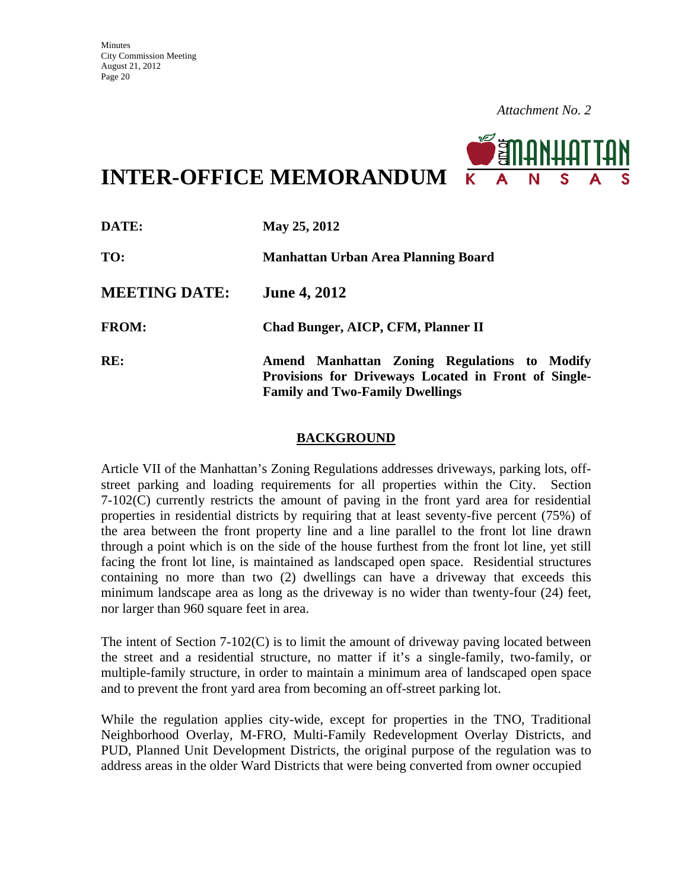*Attachment No. 2*

# INTER-OFFICE MEMORANDUM

**DATE:** **May 25, 2012**

**TO:** **Manhattan Urban Area Planning Board**

**MEETING DATE:** **June 4, 2012**

**FROM:** **Chad Bunger, AICP, CFM, Planner II**

**RE:** **Amend Manhattan Zoning Regulations to Modify Provisions for Driveways Located in Front of Single-Family and Two-Family Dwellings**

## BACKGROUND

Article VII of the Manhattan's Zoning Regulations addresses driveways, parking lots, off-street parking and loading requirements for all properties within the City. Section 7-102(C) currently restricts the amount of paving in the front yard area for residential properties in residential districts by requiring that at least seventy-five percent (75%) of the area between the front property line and a line parallel to the front lot line drawn through a point which is on the side of the house furthest from the front lot line, yet still facing the front lot line, is maintained as landscaped open space. Residential structures containing no more than two (2) dwellings can have a driveway that exceeds this minimum landscape area as long as the driveway is no wider than twenty-four (24) feet, nor larger than 960 square feet in area.

The intent of Section 7-102(C) is to limit the amount of driveway paving located between the street and a residential structure, no matter if it's a single-family, two-family, or multiple-family structure, in order to maintain a minimum area of landscaped open space and to prevent the front yard area from becoming an off-street parking lot.

While the regulation applies city-wide, except for properties in the TNO, Traditional Neighborhood Overlay, M-FRO, Multi-Family Redevelopment Overlay Districts, and PUD, Planned Unit Development Districts, the original purpose of the regulation was to address areas in the older Ward Districts that were being converted from owner occupied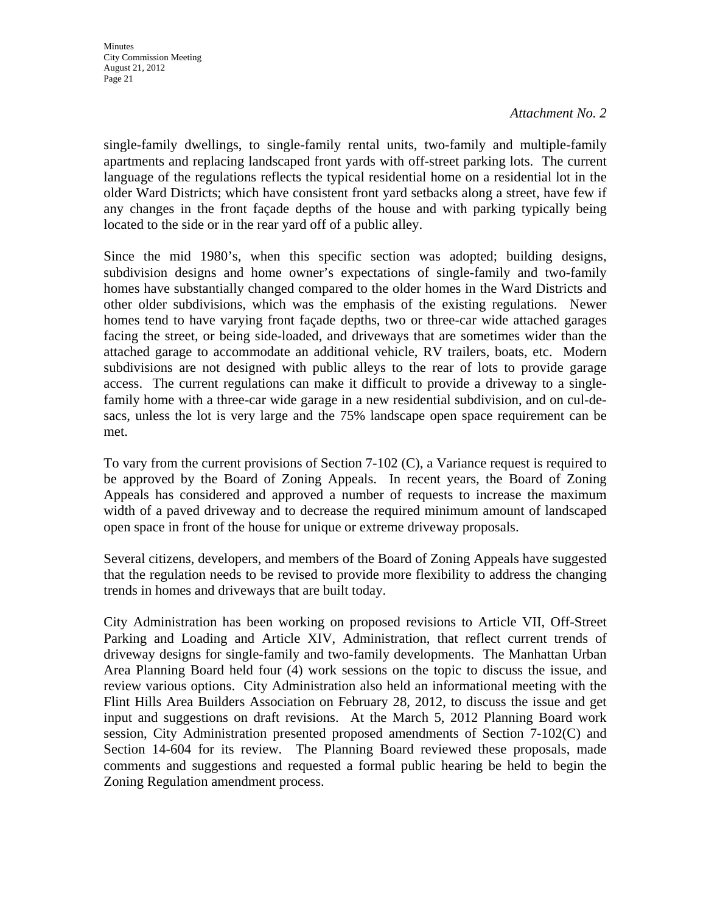*Attachment No. 2*

single-family dwellings, to single-family rental units, two-family and multiple-family apartments and replacing landscaped front yards with off-street parking lots. The current language of the regulations reflects the typical residential home on a residential lot in the older Ward Districts; which have consistent front yard setbacks along a street, have few if any changes in the front façade depths of the house and with parking typically being located to the side or in the rear yard off of a public alley.

Since the mid 1980's, when this specific section was adopted; building designs, subdivision designs and home owner's expectations of single-family and two-family homes have substantially changed compared to the older homes in the Ward Districts and other older subdivisions, which was the emphasis of the existing regulations. Newer homes tend to have varying front façade depths, two or three-car wide attached garages facing the street, or being side-loaded, and driveways that are sometimes wider than the attached garage to accommodate an additional vehicle, RV trailers, boats, etc. Modern subdivisions are not designed with public alleys to the rear of lots to provide garage access. The current regulations can make it difficult to provide a driveway to a single-family home with a three-car wide garage in a new residential subdivision, and on cul-de-sacs, unless the lot is very large and the 75% landscape open space requirement can be met.

To vary from the current provisions of Section 7-102 (C), a Variance request is required to be approved by the Board of Zoning Appeals. In recent years, the Board of Zoning Appeals has considered and approved a number of requests to increase the maximum width of a paved driveway and to decrease the required minimum amount of landscaped open space in front of the house for unique or extreme driveway proposals.

Several citizens, developers, and members of the Board of Zoning Appeals have suggested that the regulation needs to be revised to provide more flexibility to address the changing trends in homes and driveways that are built today.

City Administration has been working on proposed revisions to Article VII, Off-Street Parking and Loading and Article XIV, Administration, that reflect current trends of driveway designs for single-family and two-family developments. The Manhattan Urban Area Planning Board held four (4) work sessions on the topic to discuss the issue, and review various options. City Administration also held an informational meeting with the Flint Hills Area Builders Association on February 28, 2012, to discuss the issue and get input and suggestions on draft revisions. At the March 5, 2012 Planning Board work session, City Administration presented proposed amendments of Section 7-102(C) and Section 14-604 for its review. The Planning Board reviewed these proposals, made comments and suggestions and requested a formal public hearing be held to begin the Zoning Regulation amendment process.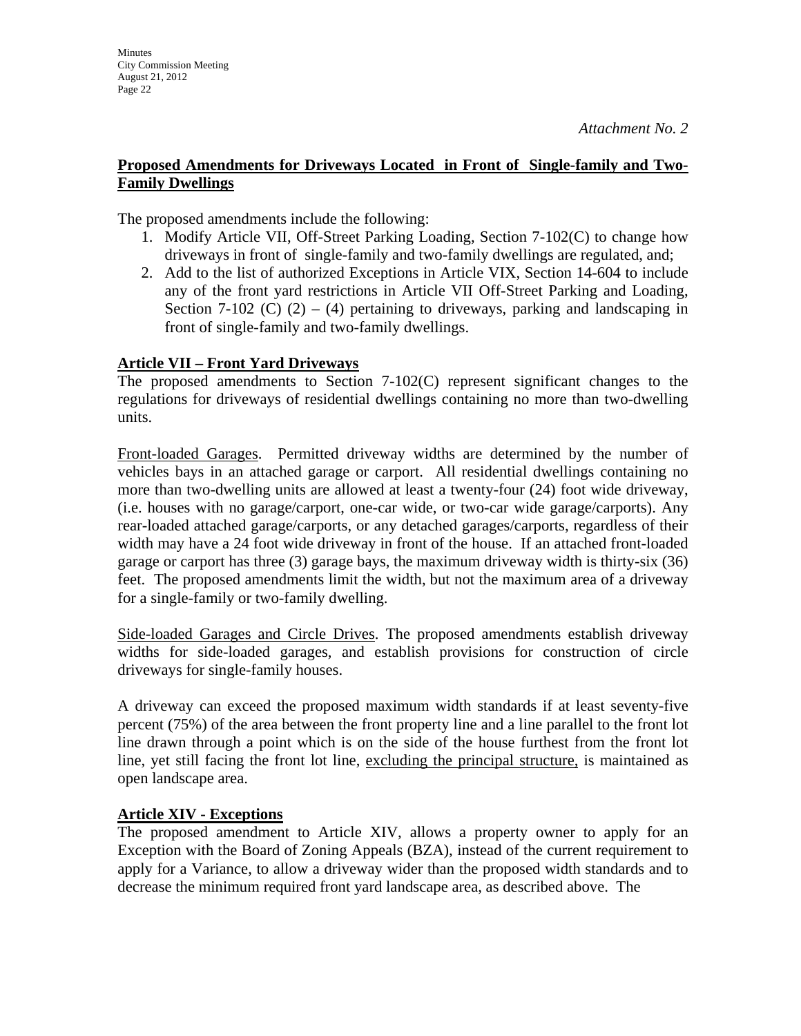*Attachment No. 2*

**<u>Proposed Amendments for Driveways Located in Front of Single-family and Two-Family Dwellings</u>**

The proposed amendments include the following:

1. Modify Article VII, Off-Street Parking Loading, Section 7-102(C) to change how driveways in front of single-family and two-family dwellings are regulated, and;
2. Add to the list of authorized Exceptions in Article VIX, Section 14-604 to include any of the front yard restrictions in Article VII Off-Street Parking and Loading, Section 7-102 (C) (2) – (4) pertaining to driveways, parking and landscaping in front of single-family and two-family dwellings.

**<u>Article VII – Front Yard Driveways</u>**

The proposed amendments to Section 7-102(C) represent significant changes to the regulations for driveways of residential dwellings containing no more than two-dwelling units.

<u>Front-loaded Garages</u>. Permitted driveway widths are determined by the number of vehicles bays in an attached garage or carport. All residential dwellings containing no more than two-dwelling units are allowed at least a twenty-four (24) foot wide driveway, (i.e. houses with no garage/carport, one-car wide, or two-car wide garage/carports). Any rear-loaded attached garage/carports, or any detached garages/carports, regardless of their width may have a 24 foot wide driveway in front of the house. If an attached front-loaded garage or carport has three (3) garage bays, the maximum driveway width is thirty-six (36) feet. The proposed amendments limit the width, but not the maximum area of a driveway for a single-family or two-family dwelling.

<u>Side-loaded Garages and Circle Drives</u>. The proposed amendments establish driveway widths for side-loaded garages, and establish provisions for construction of circle driveways for single-family houses.

A driveway can exceed the proposed maximum width standards if at least seventy-five percent (75%) of the area between the front property line and a line parallel to the front lot line drawn through a point which is on the side of the house furthest from the front lot line, yet still facing the front lot line, <u>excluding the principal structure,</u> is maintained as open landscape area.

**<u>Article XIV - Exceptions</u>**

The proposed amendment to Article XIV, allows a property owner to apply for an Exception with the Board of Zoning Appeals (BZA), instead of the current requirement to apply for a Variance, to allow a driveway wider than the proposed width standards and to decrease the minimum required front yard landscape area, as described above. The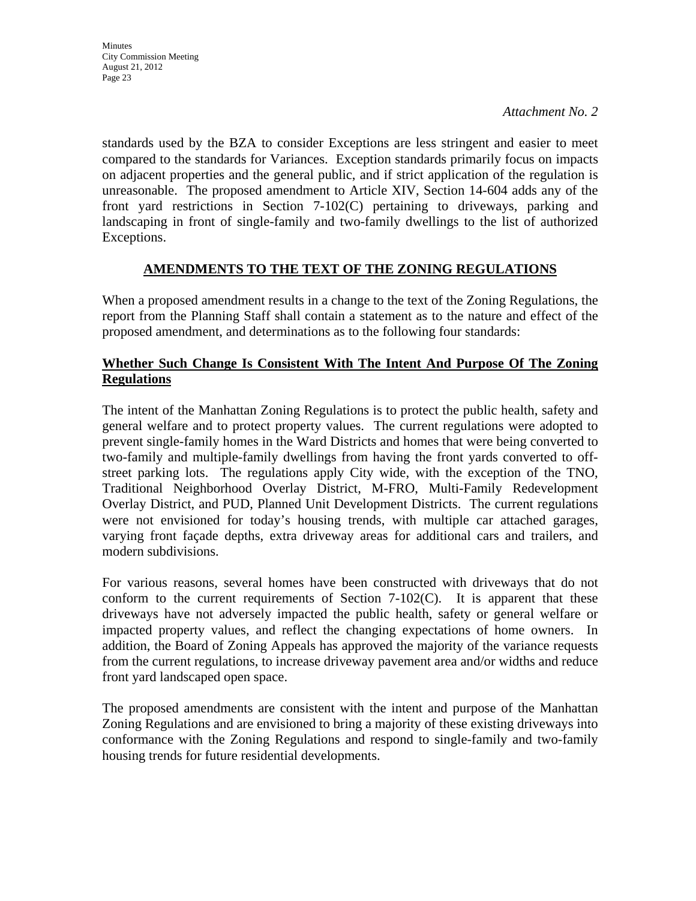*Attachment No. 2*

standards used by the BZA to consider Exceptions are less stringent and easier to meet compared to the standards for Variances. Exception standards primarily focus on impacts on adjacent properties and the general public, and if strict application of the regulation is unreasonable. The proposed amendment to Article XIV, Section 14-604 adds any of the front yard restrictions in Section 7-102(C) pertaining to driveways, parking and landscaping in front of single-family and two-family dwellings to the list of authorized Exceptions.

## AMENDMENTS TO THE TEXT OF THE ZONING REGULATIONS

When a proposed amendment results in a change to the text of the Zoning Regulations, the report from the Planning Staff shall contain a statement as to the nature and effect of the proposed amendment, and determinations as to the following four standards:

### Whether Such Change Is Consistent With The Intent And Purpose Of The Zoning Regulations

The intent of the Manhattan Zoning Regulations is to protect the public health, safety and general welfare and to protect property values. The current regulations were adopted to prevent single-family homes in the Ward Districts and homes that were being converted to two-family and multiple-family dwellings from having the front yards converted to off-street parking lots. The regulations apply City wide, with the exception of the TNO, Traditional Neighborhood Overlay District, M-FRO, Multi-Family Redevelopment Overlay District, and PUD, Planned Unit Development Districts. The current regulations were not envisioned for today's housing trends, with multiple car attached garages, varying front façade depths, extra driveway areas for additional cars and trailers, and modern subdivisions.

For various reasons, several homes have been constructed with driveways that do not conform to the current requirements of Section 7-102(C). It is apparent that these driveways have not adversely impacted the public health, safety or general welfare or impacted property values, and reflect the changing expectations of home owners. In addition, the Board of Zoning Appeals has approved the majority of the variance requests from the current regulations, to increase driveway pavement area and/or widths and reduce front yard landscaped open space.

The proposed amendments are consistent with the intent and purpose of the Manhattan Zoning Regulations and are envisioned to bring a majority of these existing driveways into conformance with the Zoning Regulations and respond to single-family and two-family housing trends for future residential developments.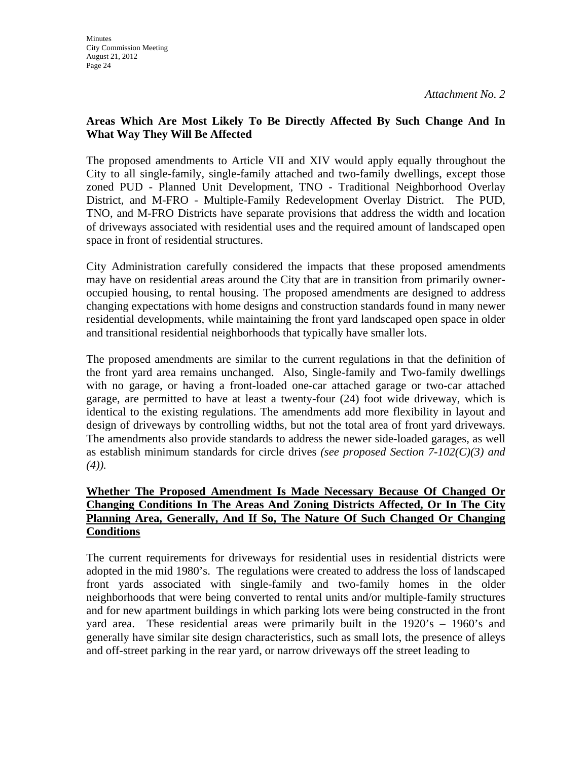*Attachment No. 2*

**Areas Which Are Most Likely To Be Directly Affected By Such Change And In What Way They Will Be Affected**

The proposed amendments to Article VII and XIV would apply equally throughout the City to all single-family, single-family attached and two-family dwellings, except those zoned PUD - Planned Unit Development, TNO - Traditional Neighborhood Overlay District, and M-FRO - Multiple-Family Redevelopment Overlay District. The PUD, TNO, and M-FRO Districts have separate provisions that address the width and location of driveways associated with residential uses and the required amount of landscaped open space in front of residential structures.

City Administration carefully considered the impacts that these proposed amendments may have on residential areas around the City that are in transition from primarily owner-occupied housing, to rental housing. The proposed amendments are designed to address changing expectations with home designs and construction standards found in many newer residential developments, while maintaining the front yard landscaped open space in older and transitional residential neighborhoods that typically have smaller lots.

The proposed amendments are similar to the current regulations in that the definition of the front yard area remains unchanged. Also, Single-family and Two-family dwellings with no garage, or having a front-loaded one-car attached garage or two-car attached garage, are permitted to have at least a twenty-four (24) foot wide driveway, which is identical to the existing regulations. The amendments add more flexibility in layout and design of driveways by controlling widths, but not the total area of front yard driveways. The amendments also provide standards to address the newer side-loaded garages, as well as establish minimum standards for circle drives *(see proposed Section 7-102(C)(3) and (4)).*

**Whether The Proposed Amendment Is Made Necessary Because Of Changed Or Changing Conditions In The Areas And Zoning Districts Affected, Or In The City Planning Area, Generally, And If So, The Nature Of Such Changed Or Changing Conditions**

The current requirements for driveways for residential uses in residential districts were adopted in the mid 1980's. The regulations were created to address the loss of landscaped front yards associated with single-family and two-family homes in the older neighborhoods that were being converted to rental units and/or multiple-family structures and for new apartment buildings in which parking lots were being constructed in the front yard area. These residential areas were primarily built in the 1920's – 1960's and generally have similar site design characteristics, such as small lots, the presence of alleys and off-street parking in the rear yard, or narrow driveways off the street leading to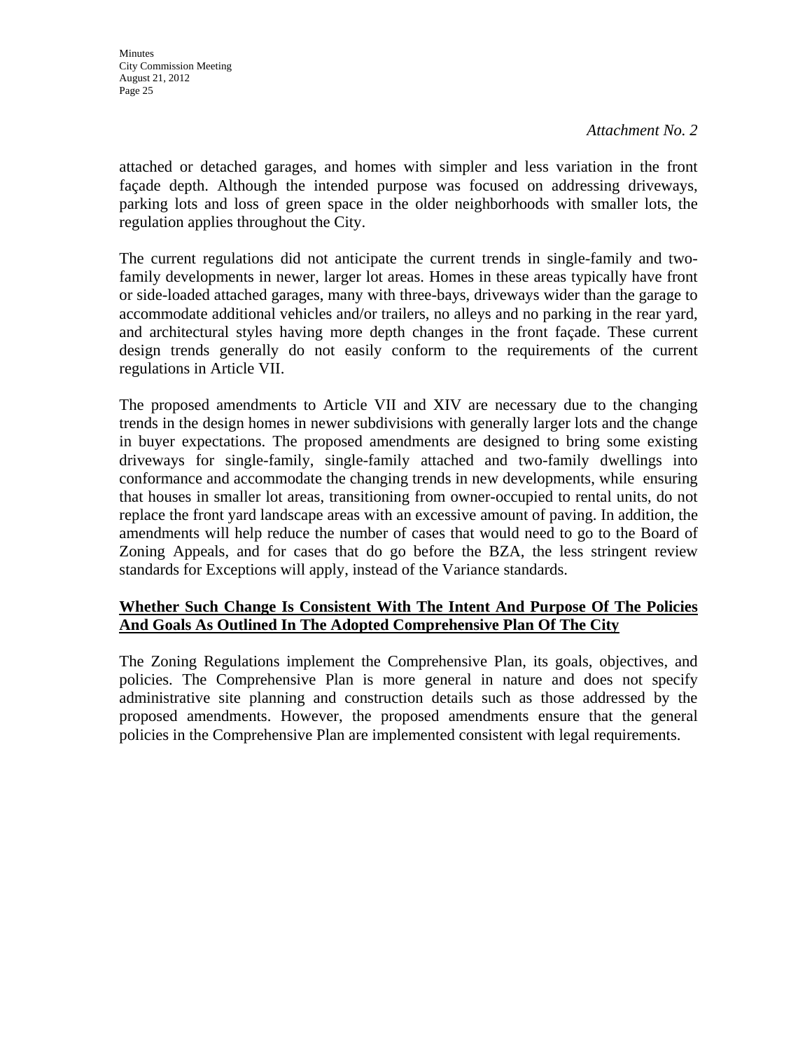*Attachment No. 2*

attached or detached garages, and homes with simpler and less variation in the front façade depth. Although the intended purpose was focused on addressing driveways, parking lots and loss of green space in the older neighborhoods with smaller lots, the regulation applies throughout the City.

The current regulations did not anticipate the current trends in single-family and two-family developments in newer, larger lot areas. Homes in these areas typically have front or side-loaded attached garages, many with three-bays, driveways wider than the garage to accommodate additional vehicles and/or trailers, no alleys and no parking in the rear yard, and architectural styles having more depth changes in the front façade. These current design trends generally do not easily conform to the requirements of the current regulations in Article VII.

The proposed amendments to Article VII and XIV are necessary due to the changing trends in the design homes in newer subdivisions with generally larger lots and the change in buyer expectations. The proposed amendments are designed to bring some existing driveways for single-family, single-family attached and two-family dwellings into conformance and accommodate the changing trends in new developments, while ensuring that houses in smaller lot areas, transitioning from owner-occupied to rental units, do not replace the front yard landscape areas with an excessive amount of paving. In addition, the amendments will help reduce the number of cases that would need to go to the Board of Zoning Appeals, and for cases that do go before the BZA, the less stringent review standards for Exceptions will apply, instead of the Variance standards.

**Whether Such Change Is Consistent With The Intent And Purpose Of The Policies And Goals As Outlined In The Adopted Comprehensive Plan Of The City**

The Zoning Regulations implement the Comprehensive Plan, its goals, objectives, and policies. The Comprehensive Plan is more general in nature and does not specify administrative site planning and construction details such as those addressed by the proposed amendments. However, the proposed amendments ensure that the general policies in the Comprehensive Plan are implemented consistent with legal requirements.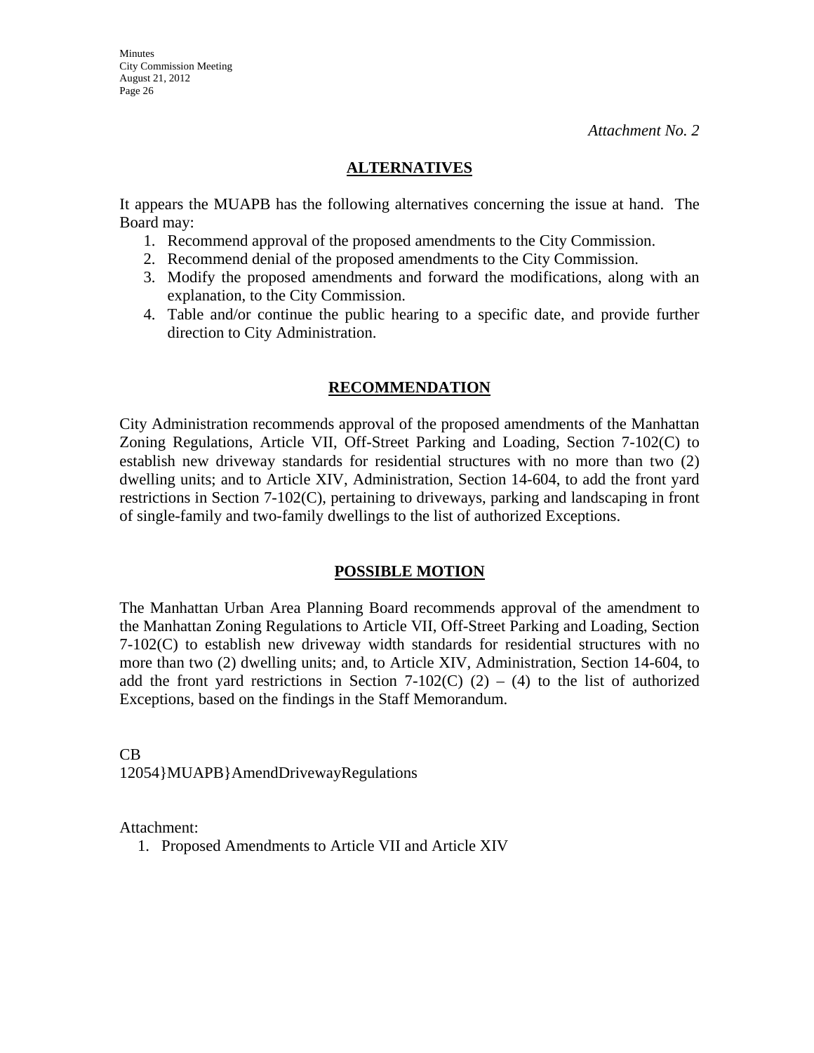*Attachment No. 2*

## ALTERNATIVES

It appears the MUAPB has the following alternatives concerning the issue at hand. The Board may:

1. Recommend approval of the proposed amendments to the City Commission.
2. Recommend denial of the proposed amendments to the City Commission.
3. Modify the proposed amendments and forward the modifications, along with an explanation, to the City Commission.
4. Table and/or continue the public hearing to a specific date, and provide further direction to City Administration.

## RECOMMENDATION

City Administration recommends approval of the proposed amendments of the Manhattan Zoning Regulations, Article VII, Off-Street Parking and Loading, Section 7-102(C) to establish new driveway standards for residential structures with no more than two (2) dwelling units; and to Article XIV, Administration, Section 14-604, to add the front yard restrictions in Section 7-102(C), pertaining to driveways, parking and landscaping in front of single-family and two-family dwellings to the list of authorized Exceptions.

## POSSIBLE MOTION

The Manhattan Urban Area Planning Board recommends approval of the amendment to the Manhattan Zoning Regulations to Article VII, Off-Street Parking and Loading, Section 7-102(C) to establish new driveway width standards for residential structures with no more than two (2) dwelling units; and, to Article XIV, Administration, Section 14-604, to add the front yard restrictions in Section 7-102(C) (2) – (4) to the list of authorized Exceptions, based on the findings in the Staff Memorandum.

CB
12054}MUAPB}AmendDrivewayRegulations

Attachment:

1. Proposed Amendments to Article VII and Article XIV